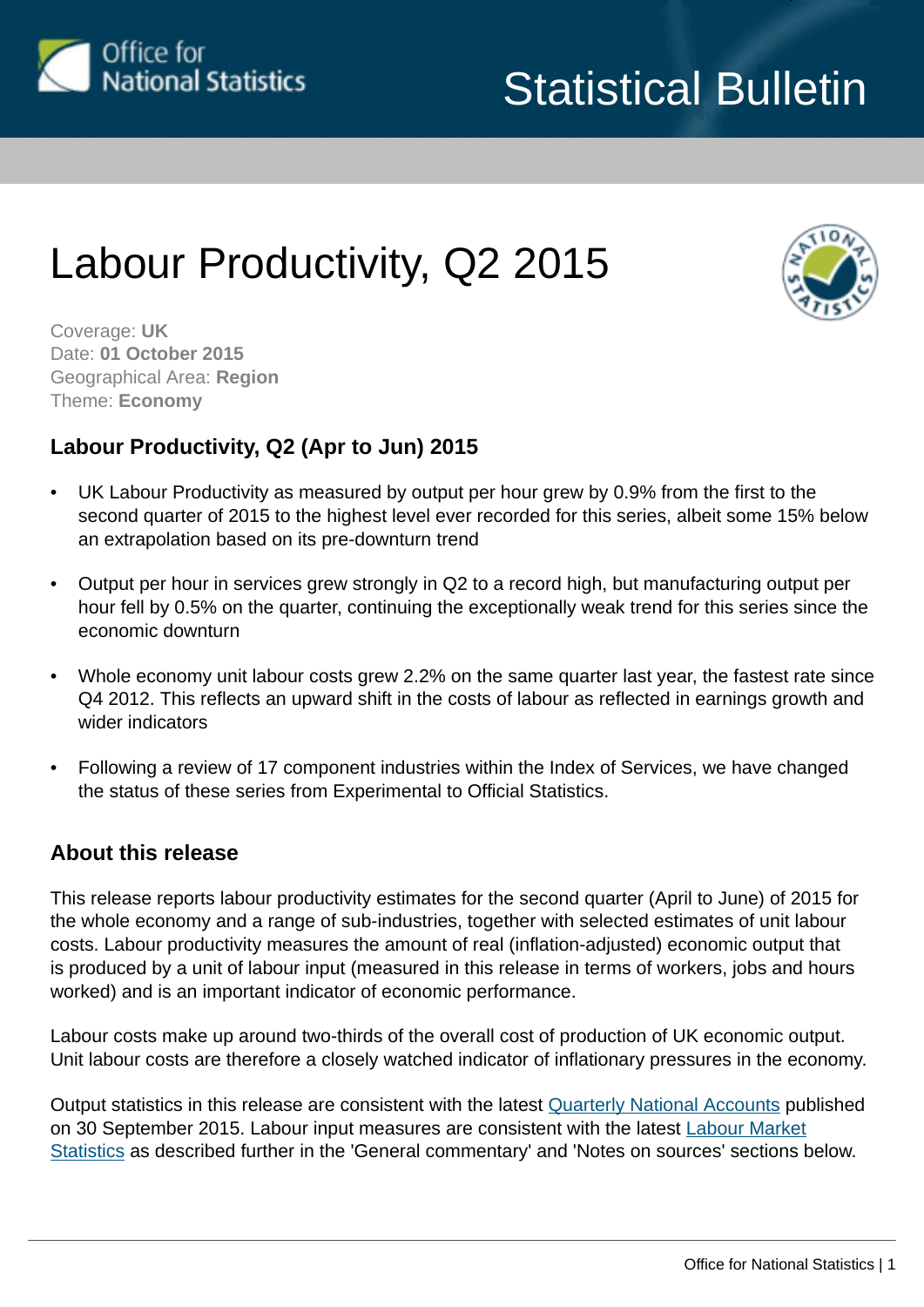Statistical Bulletin

# Labour Productivity, Q2 2015

Coverage: **UK**
Date: **01 October 2015**
Geographical Area: **Region**
Theme: **Economy**

### Labour Productivity, Q2 (Apr to Jun) 2015

- UK Labour Productivity as measured by output per hour grew by 0.9% from the first to the second quarter of 2015 to the highest level ever recorded for this series, albeit some 15% below an extrapolation based on its pre-downturn trend
- Output per hour in services grew strongly in Q2 to a record high, but manufacturing output per hour fell by 0.5% on the quarter, continuing the exceptionally weak trend for this series since the economic downturn
- Whole economy unit labour costs grew 2.2% on the same quarter last year, the fastest rate since Q4 2012. This reflects an upward shift in the costs of labour as reflected in earnings growth and wider indicators
- Following a review of 17 component industries within the Index of Services, we have changed the status of these series from Experimental to Official Statistics.

### About this release

This release reports labour productivity estimates for the second quarter (April to June) of 2015 for the whole economy and a range of sub-industries, together with selected estimates of unit labour costs. Labour productivity measures the amount of real (inflation-adjusted) economic output that is produced by a unit of labour input (measured in this release in terms of workers, jobs and hours worked) and is an important indicator of economic performance.

Labour costs make up around two-thirds of the overall cost of production of UK economic output. Unit labour costs are therefore a closely watched indicator of inflationary pressures in the economy.

Output statistics in this release are consistent with the latest Quarterly National Accounts published on 30 September 2015. Labour input measures are consistent with the latest Labour Market Statistics as described further in the 'General commentary' and 'Notes on sources' sections below.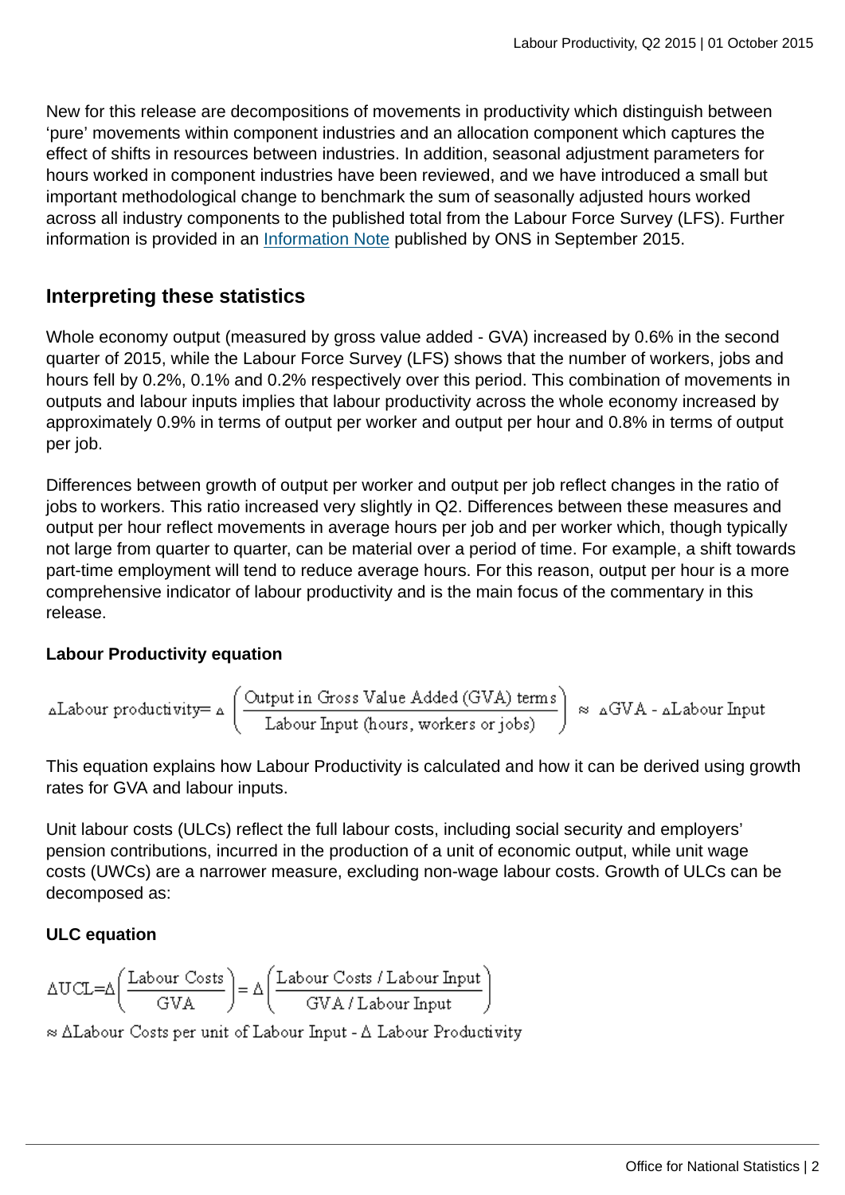New for this release are decompositions of movements in productivity which distinguish between 'pure' movements within component industries and an allocation component which captures the effect of shifts in resources between industries. In addition, seasonal adjustment parameters for hours worked in component industries have been reviewed, and we have introduced a small but important methodological change to benchmark the sum of seasonally adjusted hours worked across all industry components to the published total from the Labour Force Survey (LFS). Further information is provided in an Information Note published by ONS in September 2015.

## Interpreting these statistics

Whole economy output (measured by gross value added - GVA) increased by 0.6% in the second quarter of 2015, while the Labour Force Survey (LFS) shows that the number of workers, jobs and hours fell by 0.2%, 0.1% and 0.2% respectively over this period. This combination of movements in outputs and labour inputs implies that labour productivity across the whole economy increased by approximately 0.9% in terms of output per worker and output per hour and 0.8% in terms of output per job.

Differences between growth of output per worker and output per job reflect changes in the ratio of jobs to workers. This ratio increased very slightly in Q2. Differences between these measures and output per hour reflect movements in average hours per job and per worker which, though typically not large from quarter to quarter, can be material over a period of time. For example, a shift towards part-time employment will tend to reduce average hours. For this reason, output per hour is a more comprehensive indicator of labour productivity and is the main focus of the commentary in this release.

**Labour Productivity equation**

$$\Delta\text{Labour productivity} = \Delta\left(\frac{\text{Output in Gross Value Added (GVA) terms}}{\text{Labour Input (hours, workers or jobs)}}\right) \approx \Delta\text{GVA} - \Delta\text{Labour Input}$$

This equation explains how Labour Productivity is calculated and how it can be derived using growth rates for GVA and labour inputs.

Unit labour costs (ULCs) reflect the full labour costs, including social security and employers' pension contributions, incurred in the production of a unit of economic output, while unit wage costs (UWCs) are a narrower measure, excluding non-wage labour costs. Growth of ULCs can be decomposed as:

**ULC equation**

$$\Delta\text{UCL} = \Delta\left(\frac{\text{Labour Costs}}{\text{GVA}}\right) = \Delta\left(\frac{\text{Labour Costs / Labour Input}}{\text{GVA / Labour Input}}\right)$$

$$\approx \Delta\text{Labour Costs per unit of Labour Input} - \Delta\text{ Labour Productivity}$$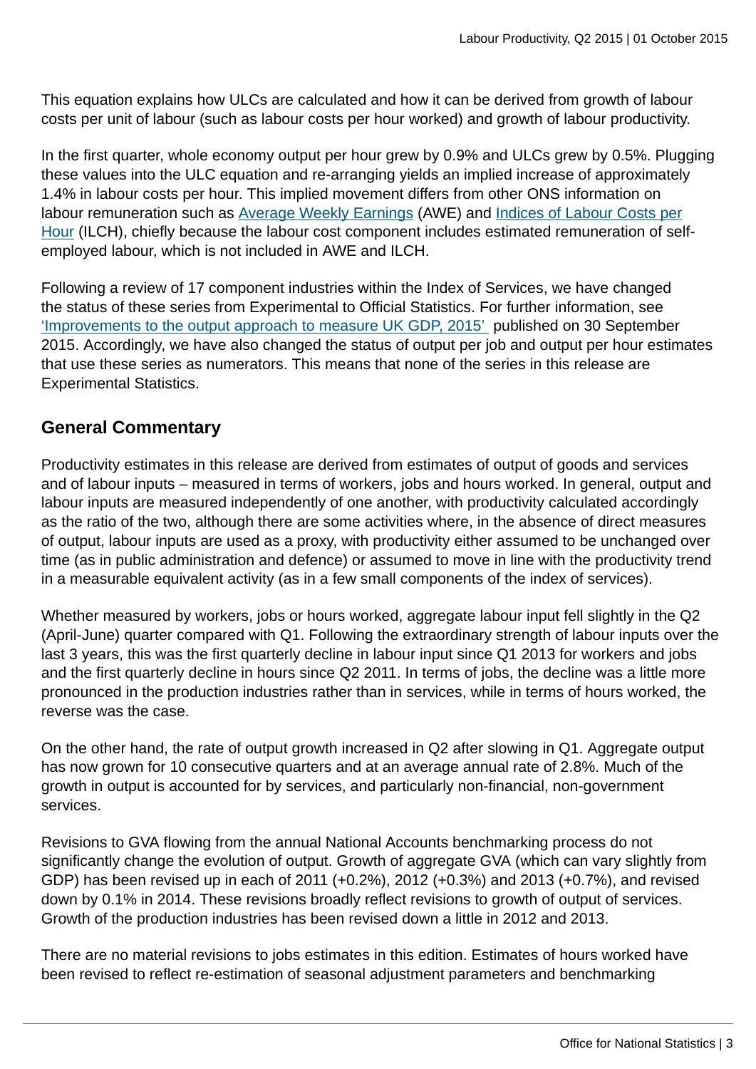This equation explains how ULCs are calculated and how it can be derived from growth of labour costs per unit of labour (such as labour costs per hour worked) and growth of labour productivity.

In the first quarter, whole economy output per hour grew by 0.9% and ULCs grew by 0.5%. Plugging these values into the ULC equation and re-arranging yields an implied increase of approximately 1.4% in labour costs per hour. This implied movement differs from other ONS information on labour remuneration such as [Average Weekly Earnings](#) (AWE) and [Indices of Labour Costs per Hour](#) (ILCH), chiefly because the labour cost component includes estimated remuneration of self-employed labour, which is not included in AWE and ILCH.

Following a review of 17 component industries within the Index of Services, we have changed the status of these series from Experimental to Official Statistics. For further information, see ['Improvements to the output approach to measure UK GDP, 2015'](#) published on 30 September 2015. Accordingly, we have also changed the status of output per job and output per hour estimates that use these series as numerators. This means that none of the series in this release are Experimental Statistics.

## General Commentary

Productivity estimates in this release are derived from estimates of output of goods and services and of labour inputs – measured in terms of workers, jobs and hours worked. In general, output and labour inputs are measured independently of one another, with productivity calculated accordingly as the ratio of the two, although there are some activities where, in the absence of direct measures of output, labour inputs are used as a proxy, with productivity either assumed to be unchanged over time (as in public administration and defence) or assumed to move in line with the productivity trend in a measurable equivalent activity (as in a few small components of the index of services).

Whether measured by workers, jobs or hours worked, aggregate labour input fell slightly in the Q2 (April-June) quarter compared with Q1. Following the extraordinary strength of labour inputs over the last 3 years, this was the first quarterly decline in labour input since Q1 2013 for workers and jobs and the first quarterly decline in hours since Q2 2011. In terms of jobs, the decline was a little more pronounced in the production industries rather than in services, while in terms of hours worked, the reverse was the case.

On the other hand, the rate of output growth increased in Q2 after slowing in Q1. Aggregate output has now grown for 10 consecutive quarters and at an average annual rate of 2.8%. Much of the growth in output is accounted for by services, and particularly non-financial, non-government services.

Revisions to GVA flowing from the annual National Accounts benchmarking process do not significantly change the evolution of output. Growth of aggregate GVA (which can vary slightly from GDP) has been revised up in each of 2011 (+0.2%), 2012 (+0.3%) and 2013 (+0.7%), and revised down by 0.1% in 2014. These revisions broadly reflect revisions to growth of output of services. Growth of the production industries has been revised down a little in 2012 and 2013.

There are no material revisions to jobs estimates in this edition. Estimates of hours worked have been revised to reflect re-estimation of seasonal adjustment parameters and benchmarking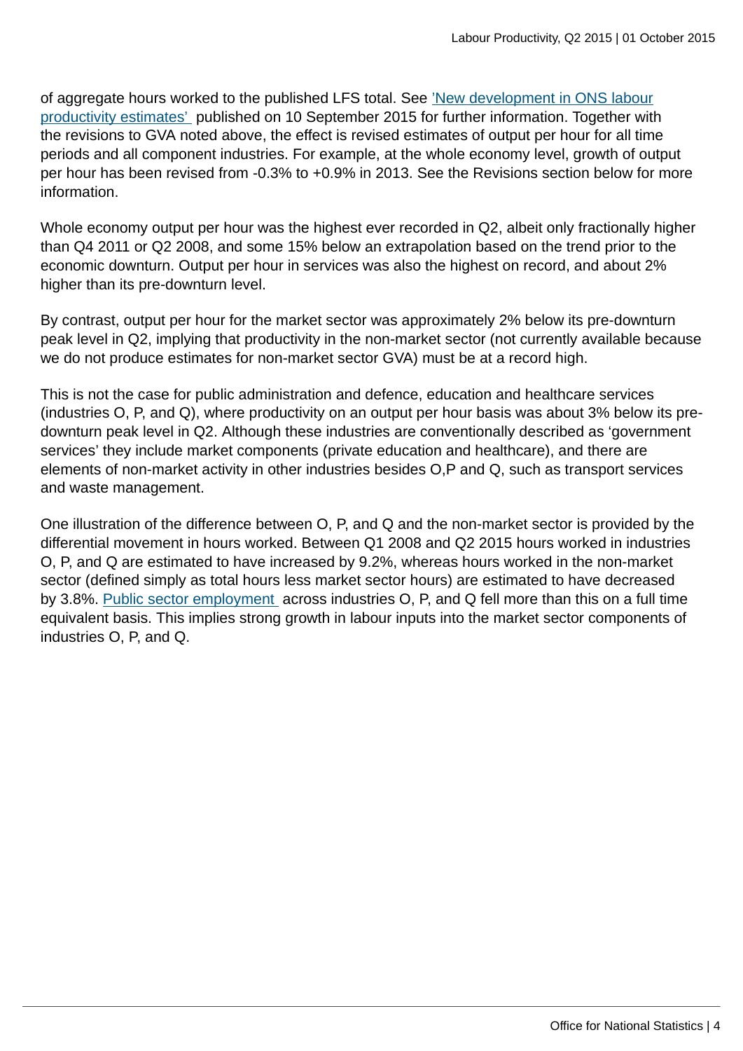of aggregate hours worked to the published LFS total. See ['New development in ONS labour productivity estimates'](#) published on 10 September 2015 for further information. Together with the revisions to GVA noted above, the effect is revised estimates of output per hour for all time periods and all component industries. For example, at the whole economy level, growth of output per hour has been revised from -0.3% to +0.9% in 2013. See the Revisions section below for more information.

Whole economy output per hour was the highest ever recorded in Q2, albeit only fractionally higher than Q4 2011 or Q2 2008, and some 15% below an extrapolation based on the trend prior to the economic downturn. Output per hour in services was also the highest on record, and about 2% higher than its pre-downturn level.

By contrast, output per hour for the market sector was approximately 2% below its pre-downturn peak level in Q2, implying that productivity in the non-market sector (not currently available because we do not produce estimates for non-market sector GVA) must be at a record high.

This is not the case for public administration and defence, education and healthcare services (industries O, P, and Q), where productivity on an output per hour basis was about 3% below its pre-downturn peak level in Q2. Although these industries are conventionally described as 'government services' they include market components (private education and healthcare), and there are elements of non-market activity in other industries besides O,P and Q, such as transport services and waste management.

One illustration of the difference between O, P, and Q and the non-market sector is provided by the differential movement in hours worked. Between Q1 2008 and Q2 2015 hours worked in industries O, P, and Q are estimated to have increased by 9.2%, whereas hours worked in the non-market sector (defined simply as total hours less market sector hours) are estimated to have decreased by 3.8%. [Public sector employment](#) across industries O, P, and Q fell more than this on a full time equivalent basis. This implies strong growth in labour inputs into the market sector components of industries O, P, and Q.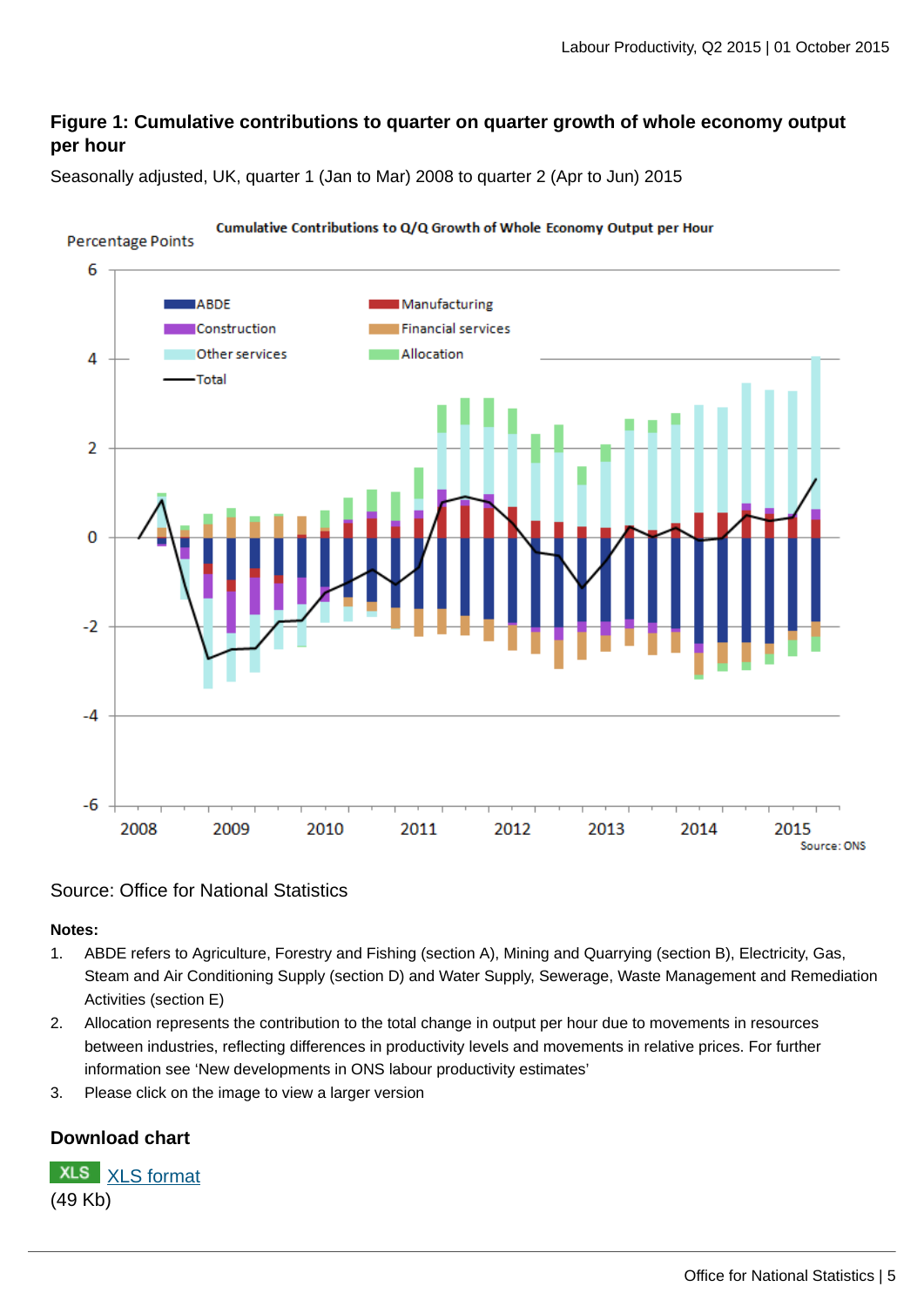### Figure 1: Cumulative contributions to quarter on quarter growth of whole economy output per hour

Seasonally adjusted, UK, quarter 1 (Jan to Mar) 2008 to quarter 2 (Apr to Jun) 2015

Source: Office for National Statistics

**Notes:**

1. ABDE refers to Agriculture, Forestry and Fishing (section A), Mining and Quarrying (section B), Electricity, Gas, Steam and Air Conditioning Supply (section D) and Water Supply, Sewerage, Waste Management and Remediation Activities (section E)
2. Allocation represents the contribution to the total change in output per hour due to movements in resources between industries, reflecting differences in productivity levels and movements in relative prices. For further information see 'New developments in ONS labour productivity estimates'
3. Please click on the image to view a larger version

### Download chart

XLS XLS format
(49 Kb)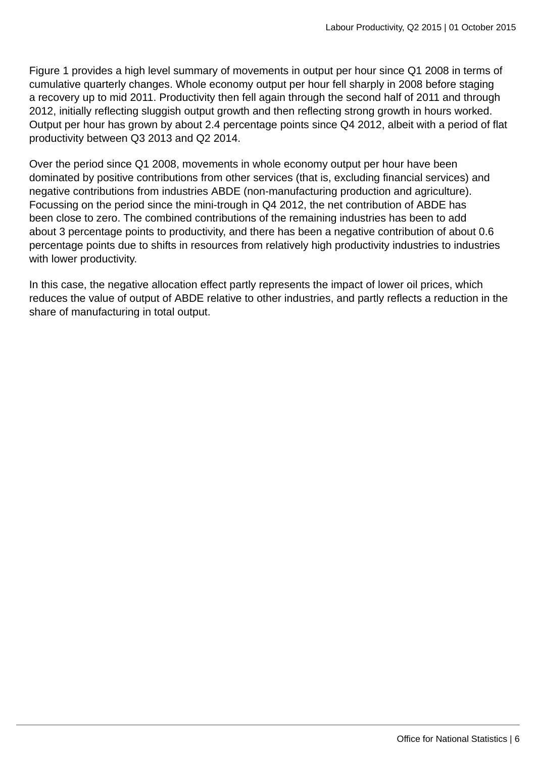Figure 1 provides a high level summary of movements in output per hour since Q1 2008 in terms of cumulative quarterly changes. Whole economy output per hour fell sharply in 2008 before staging a recovery up to mid 2011. Productivity then fell again through the second half of 2011 and through 2012, initially reflecting sluggish output growth and then reflecting strong growth in hours worked. Output per hour has grown by about 2.4 percentage points since Q4 2012, albeit with a period of flat productivity between Q3 2013 and Q2 2014.

Over the period since Q1 2008, movements in whole economy output per hour have been dominated by positive contributions from other services (that is, excluding financial services) and negative contributions from industries ABDE (non-manufacturing production and agriculture). Focussing on the period since the mini-trough in Q4 2012, the net contribution of ABDE has been close to zero. The combined contributions of the remaining industries has been to add about 3 percentage points to productivity, and there has been a negative contribution of about 0.6 percentage points due to shifts in resources from relatively high productivity industries to industries with lower productivity.

In this case, the negative allocation effect partly represents the impact of lower oil prices, which reduces the value of output of ABDE relative to other industries, and partly reflects a reduction in the share of manufacturing in total output.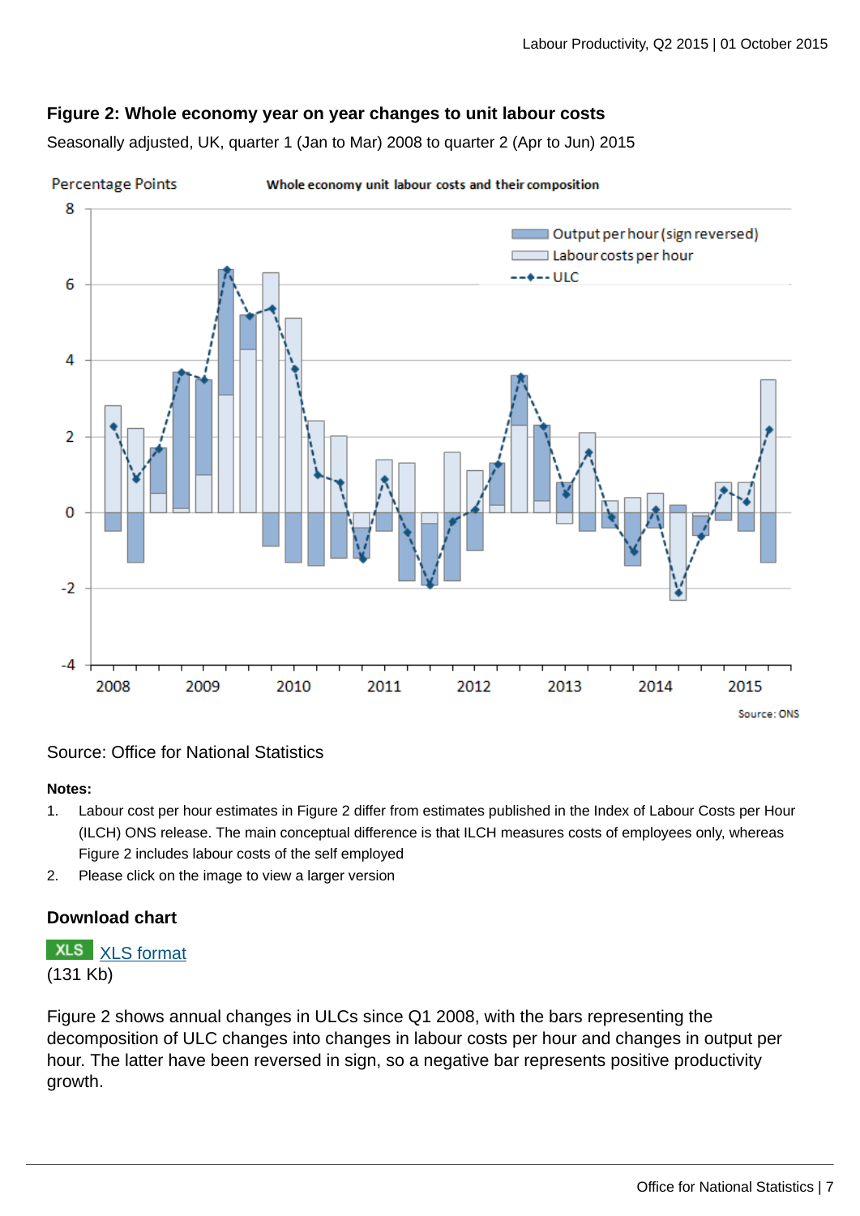### Figure 2: Whole economy year on year changes to unit labour costs

Seasonally adjusted, UK, quarter 1 (Jan to Mar) 2008 to quarter 2 (Apr to Jun) 2015

Source: Office for National Statistics

**Notes:**

1. Labour cost per hour estimates in Figure 2 differ from estimates published in the Index of Labour Costs per Hour (ILCH) ONS release. The main conceptual difference is that ILCH measures costs of employees only, whereas Figure 2 includes labour costs of the self employed
2. Please click on the image to view a larger version

#### Download chart

XLS XLS format
(131 Kb)

Figure 2 shows annual changes in ULCs since Q1 2008, with the bars representing the decomposition of ULC changes into changes in labour costs per hour and changes in output per hour. The latter have been reversed in sign, so a negative bar represents positive productivity growth.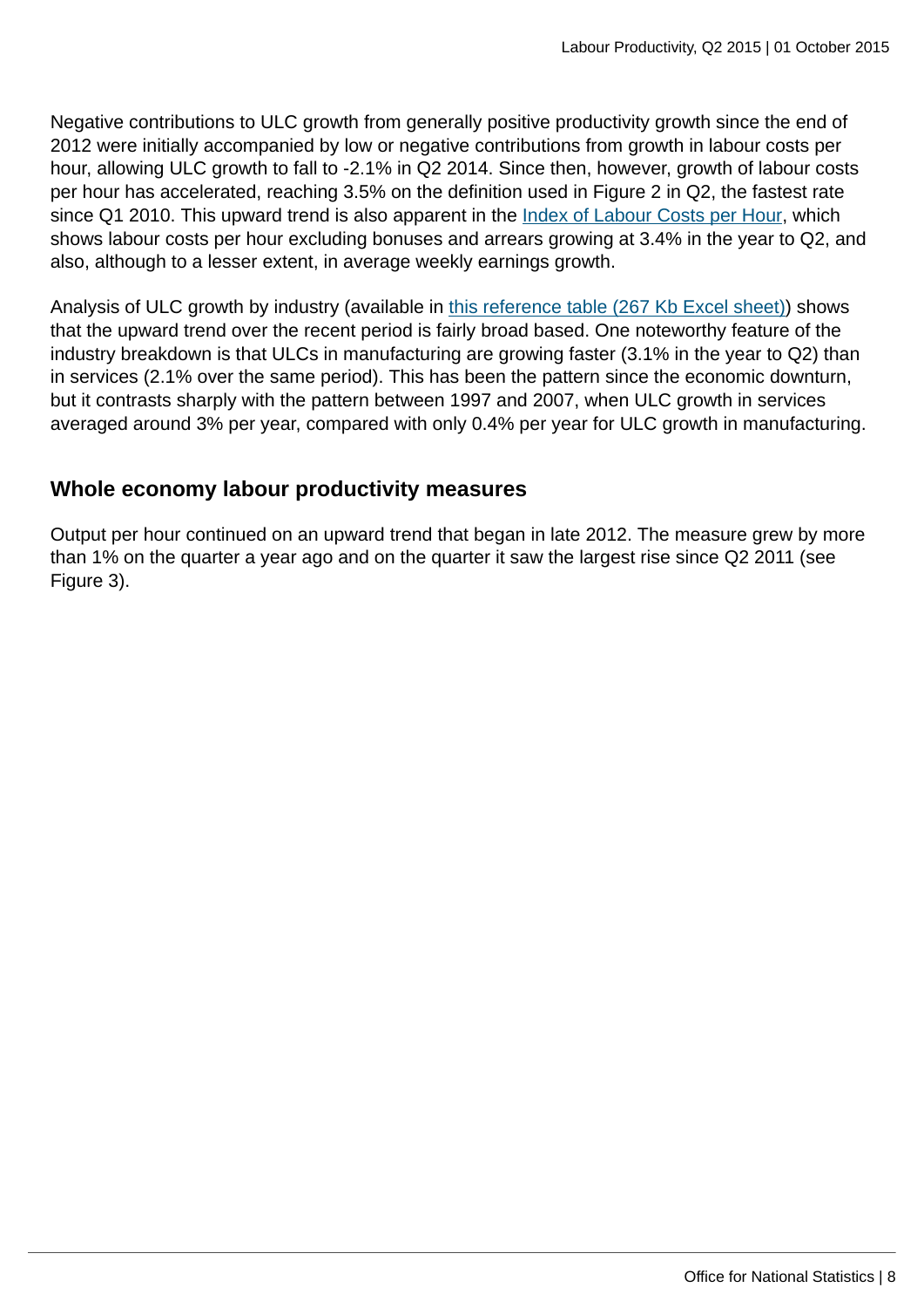Negative contributions to ULC growth from generally positive productivity growth since the end of 2012 were initially accompanied by low or negative contributions from growth in labour costs per hour, allowing ULC growth to fall to -2.1% in Q2 2014. Since then, however, growth of labour costs per hour has accelerated, reaching 3.5% on the definition used in Figure 2 in Q2, the fastest rate since Q1 2010. This upward trend is also apparent in the [Index of Labour Costs per Hour](), which shows labour costs per hour excluding bonuses and arrears growing at 3.4% in the year to Q2, and also, although to a lesser extent, in average weekly earnings growth.

Analysis of ULC growth by industry (available in [this reference table (267 Kb Excel sheet)]()) shows that the upward trend over the recent period is fairly broad based. One noteworthy feature of the industry breakdown is that ULCs in manufacturing are growing faster (3.1% in the year to Q2) than in services (2.1% over the same period). This has been the pattern since the economic downturn, but it contrasts sharply with the pattern between 1997 and 2007, when ULC growth in services averaged around 3% per year, compared with only 0.4% per year for ULC growth in manufacturing.

## Whole economy labour productivity measures

Output per hour continued on an upward trend that began in late 2012. The measure grew by more than 1% on the quarter a year ago and on the quarter it saw the largest rise since Q2 2011 (see Figure 3).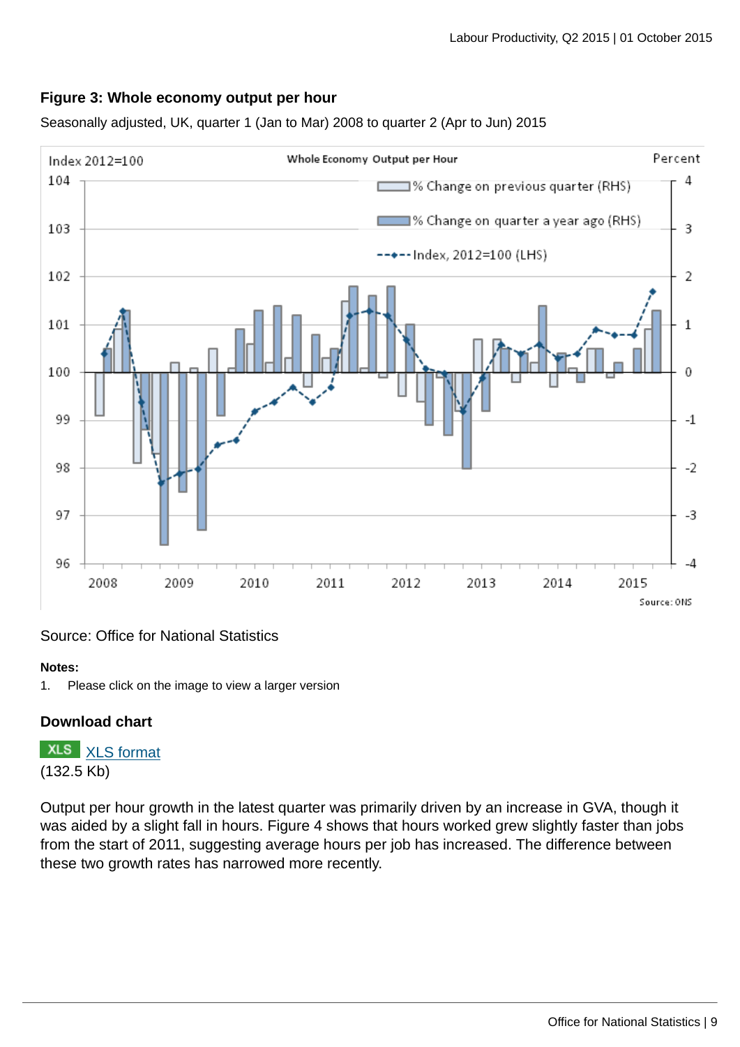### Figure 3: Whole economy output per hour

Seasonally adjusted, UK, quarter 1 (Jan to Mar) 2008 to quarter 2 (Apr to Jun) 2015

Source: Office for National Statistics

**Notes:**

1. Please click on the image to view a larger version

### Download chart

XLS [XLS format](#)
(132.5 Kb)

Output per hour growth in the latest quarter was primarily driven by an increase in GVA, though it was aided by a slight fall in hours. Figure 4 shows that hours worked grew slightly faster than jobs from the start of 2011, suggesting average hours per job has increased. The difference between these two growth rates has narrowed more recently.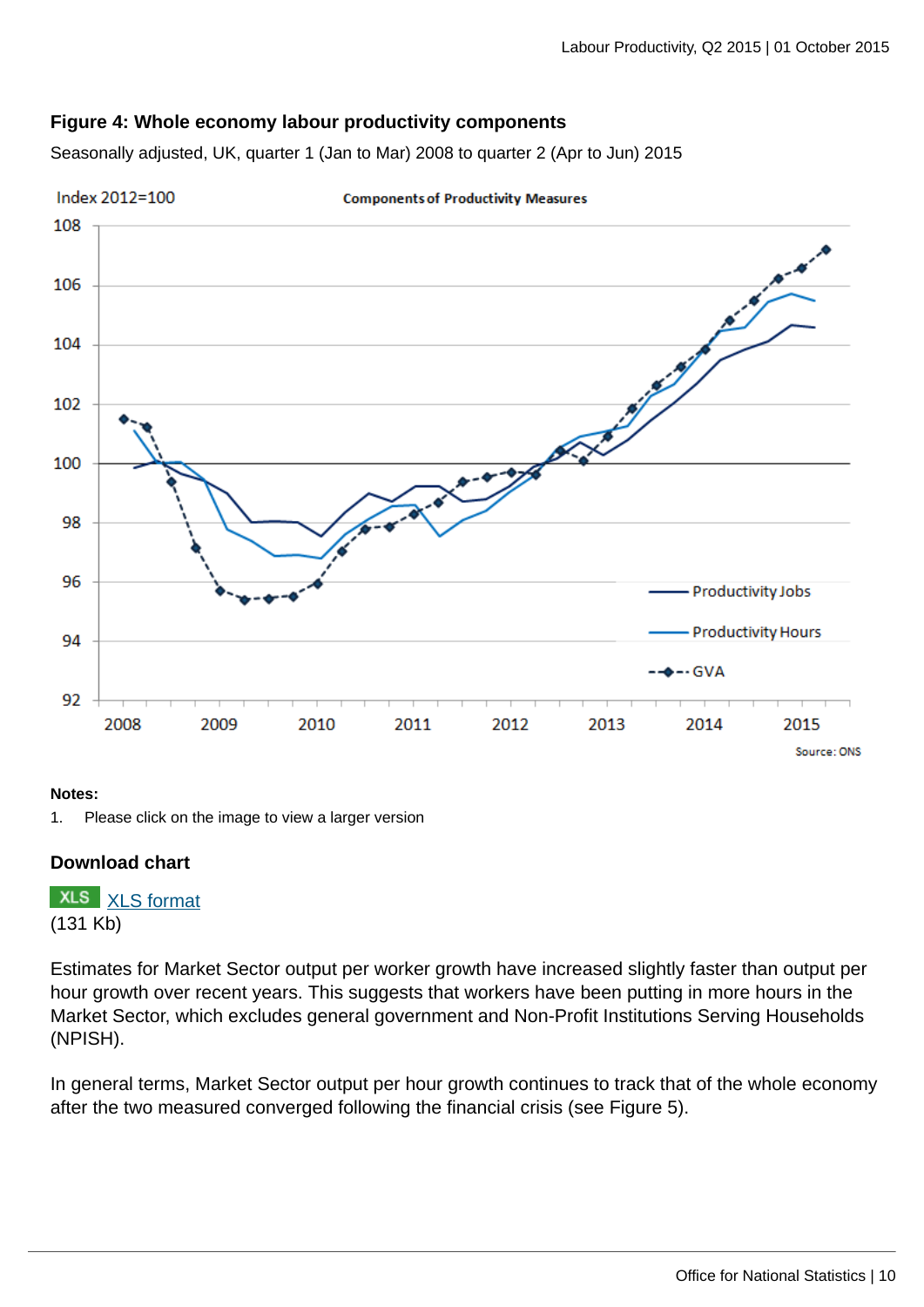### Figure 4: Whole economy labour productivity components

Seasonally adjusted, UK, quarter 1 (Jan to Mar) 2008 to quarter 2 (Apr to Jun) 2015

**Notes:**

1. Please click on the image to view a larger version

### Download chart

XLS [XLS format](#)
(131 Kb)

Estimates for Market Sector output per worker growth have increased slightly faster than output per hour growth over recent years. This suggests that workers have been putting in more hours in the Market Sector, which excludes general government and Non-Profit Institutions Serving Households (NPISH).

In general terms, Market Sector output per hour growth continues to track that of the whole economy after the two measured converged following the financial crisis (see Figure 5).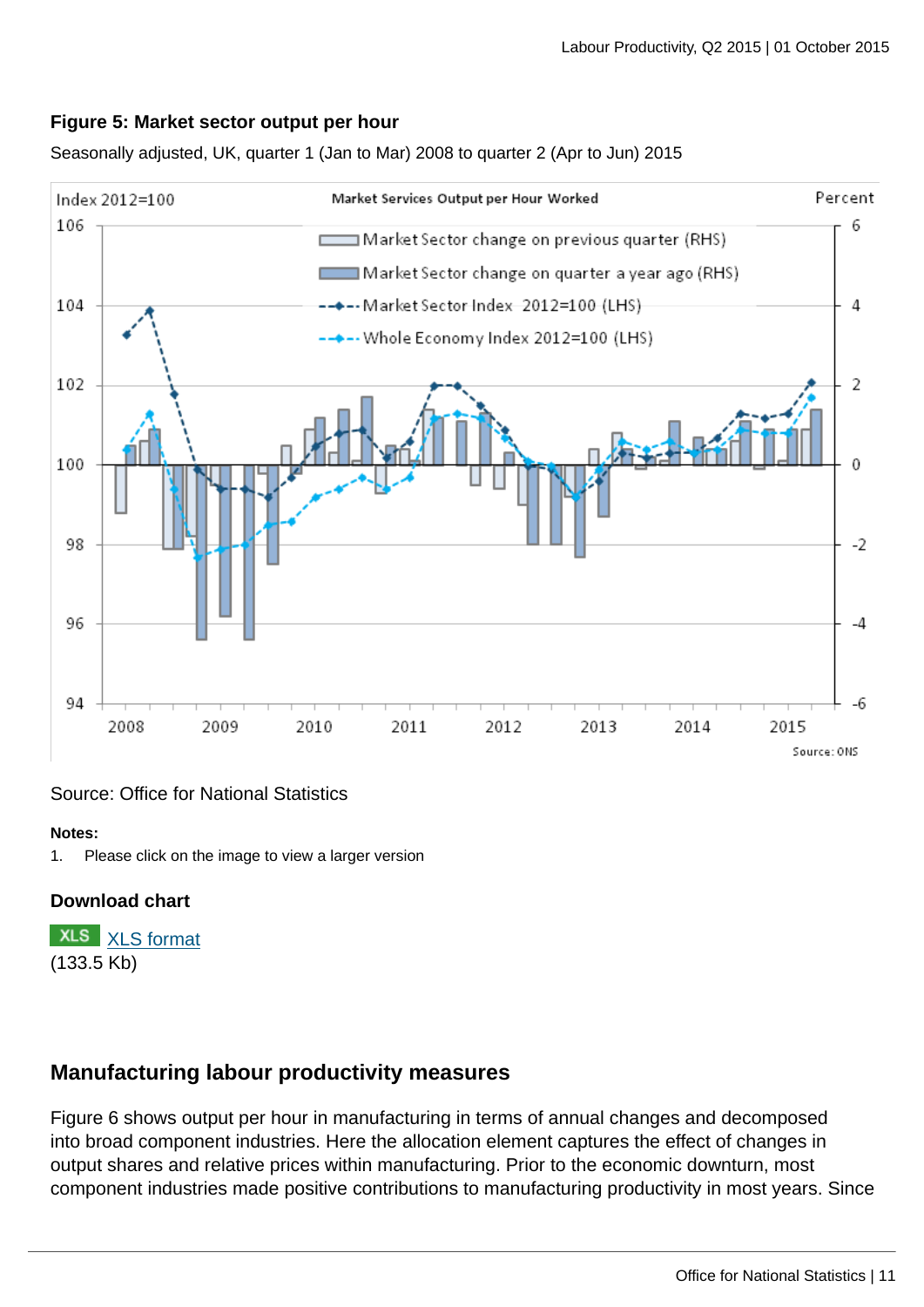### Figure 5: Market sector output per hour

Seasonally adjusted, UK, quarter 1 (Jan to Mar) 2008 to quarter 2 (Apr to Jun) 2015

Source: Office for National Statistics

**Notes:**

1. Please click on the image to view a larger version

### Download chart

XLS [XLS format](#)
(133.5 Kb)

## Manufacturing labour productivity measures

Figure 6 shows output per hour in manufacturing in terms of annual changes and decomposed into broad component industries. Here the allocation element captures the effect of changes in output shares and relative prices within manufacturing. Prior to the economic downturn, most component industries made positive contributions to manufacturing productivity in most years. Since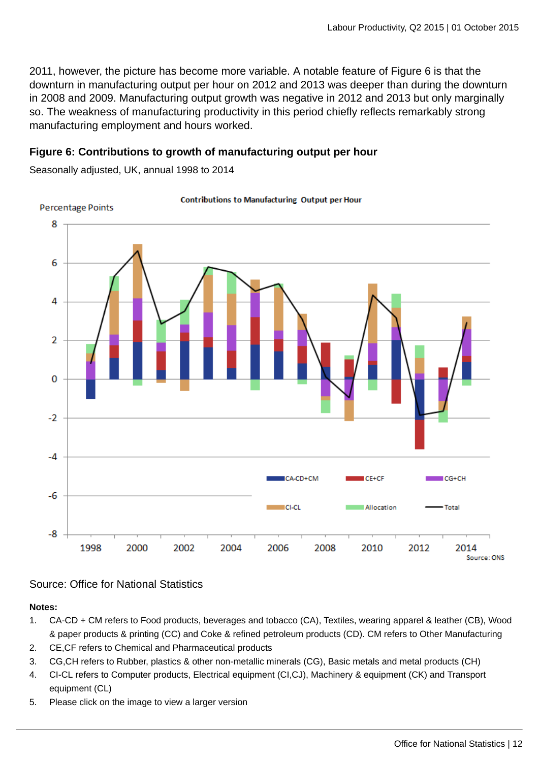2011, however, the picture has become more variable. A notable feature of Figure 6 is that the downturn in manufacturing output per hour on 2012 and 2013 was deeper than during the downturn in 2008 and 2009. Manufacturing output growth was negative in 2012 and 2013 but only marginally so. The weakness of manufacturing productivity in this period chiefly reflects remarkably strong manufacturing employment and hours worked.

### Figure 6: Contributions to growth of manufacturing output per hour

Seasonally adjusted, UK, annual 1998 to 2014

Source: Office for National Statistics

**Notes:**

1. CA-CD + CM refers to Food products, beverages and tobacco (CA), Textiles, wearing apparel & leather (CB), Wood & paper products & printing (CC) and Coke & refined petroleum products (CD). CM refers to Other Manufacturing
2. CE,CF refers to Chemical and Pharmaceutical products
3. CG,CH refers to Rubber, plastics & other non-metallic minerals (CG), Basic metals and metal products (CH)
4. CI-CL refers to Computer products, Electrical equipment (CI,CJ), Machinery & equipment (CK) and Transport equipment (CL)
5. Please click on the image to view a larger version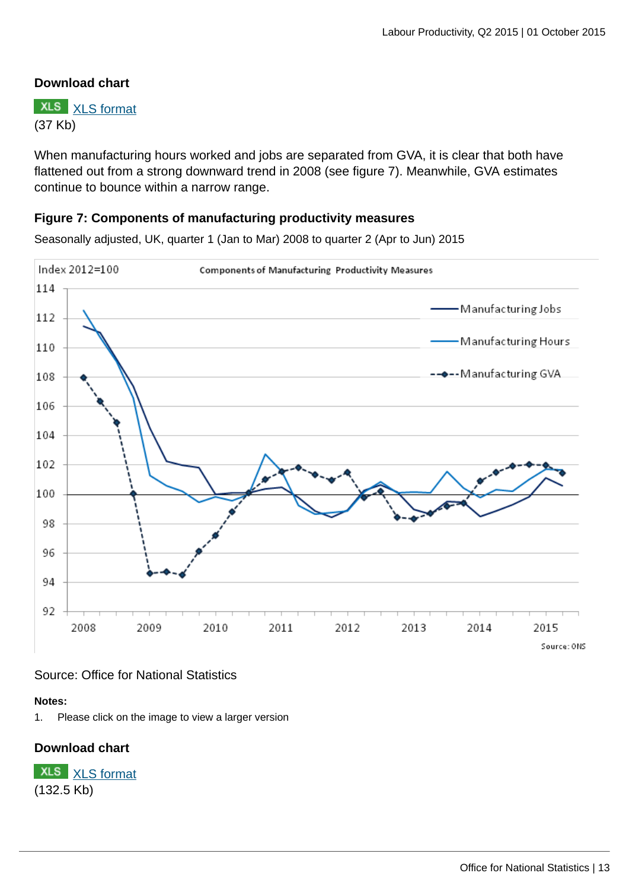### Download chart

XLS [XLS format](#)
(37 Kb)

When manufacturing hours worked and jobs are separated from GVA, it is clear that both have flattened out from a strong downward trend in 2008 (see figure 7). Meanwhile, GVA estimates continue to bounce within a narrow range.

### Figure 7: Components of manufacturing productivity measures

Seasonally adjusted, UK, quarter 1 (Jan to Mar) 2008 to quarter 2 (Apr to Jun) 2015

Source: Office for National Statistics

**Notes:**

1. Please click on the image to view a larger version

### Download chart

XLS [XLS format](#)
(132.5 Kb)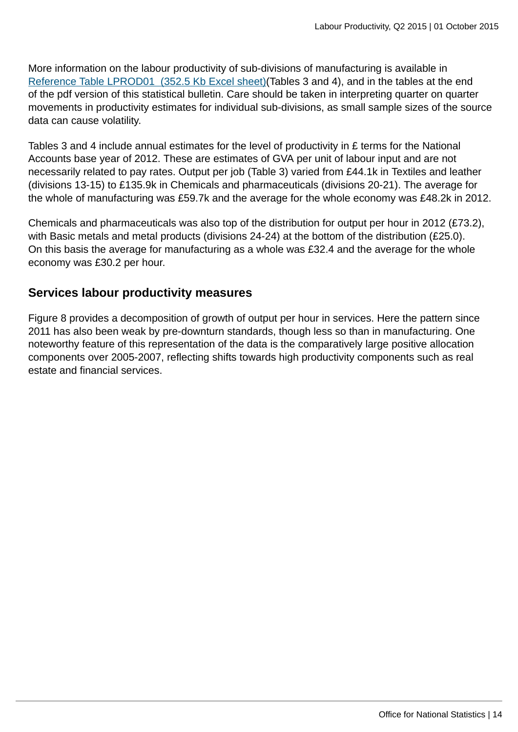More information on the labour productivity of sub-divisions of manufacturing is available in [Reference Table LPROD01 (352.5 Kb Excel sheet)](Tables 3 and 4), and in the tables at the end of the pdf version of this statistical bulletin. Care should be taken in interpreting quarter on quarter movements in productivity estimates for individual sub-divisions, as small sample sizes of the source data can cause volatility.

Tables 3 and 4 include annual estimates for the level of productivity in £ terms for the National Accounts base year of 2012. These are estimates of GVA per unit of labour input and are not necessarily related to pay rates. Output per job (Table 3) varied from £44.1k in Textiles and leather (divisions 13-15) to £135.9k in Chemicals and pharmaceuticals (divisions 20-21). The average for the whole of manufacturing was £59.7k and the average for the whole economy was £48.2k in 2012.

Chemicals and pharmaceuticals was also top of the distribution for output per hour in 2012 (£73.2), with Basic metals and metal products (divisions 24-24) at the bottom of the distribution (£25.0). On this basis the average for manufacturing as a whole was £32.4 and the average for the whole economy was £30.2 per hour.

## Services labour productivity measures

Figure 8 provides a decomposition of growth of output per hour in services. Here the pattern since 2011 has also been weak by pre-downturn standards, though less so than in manufacturing. One noteworthy feature of this representation of the data is the comparatively large positive allocation components over 2005-2007, reflecting shifts towards high productivity components such as real estate and financial services.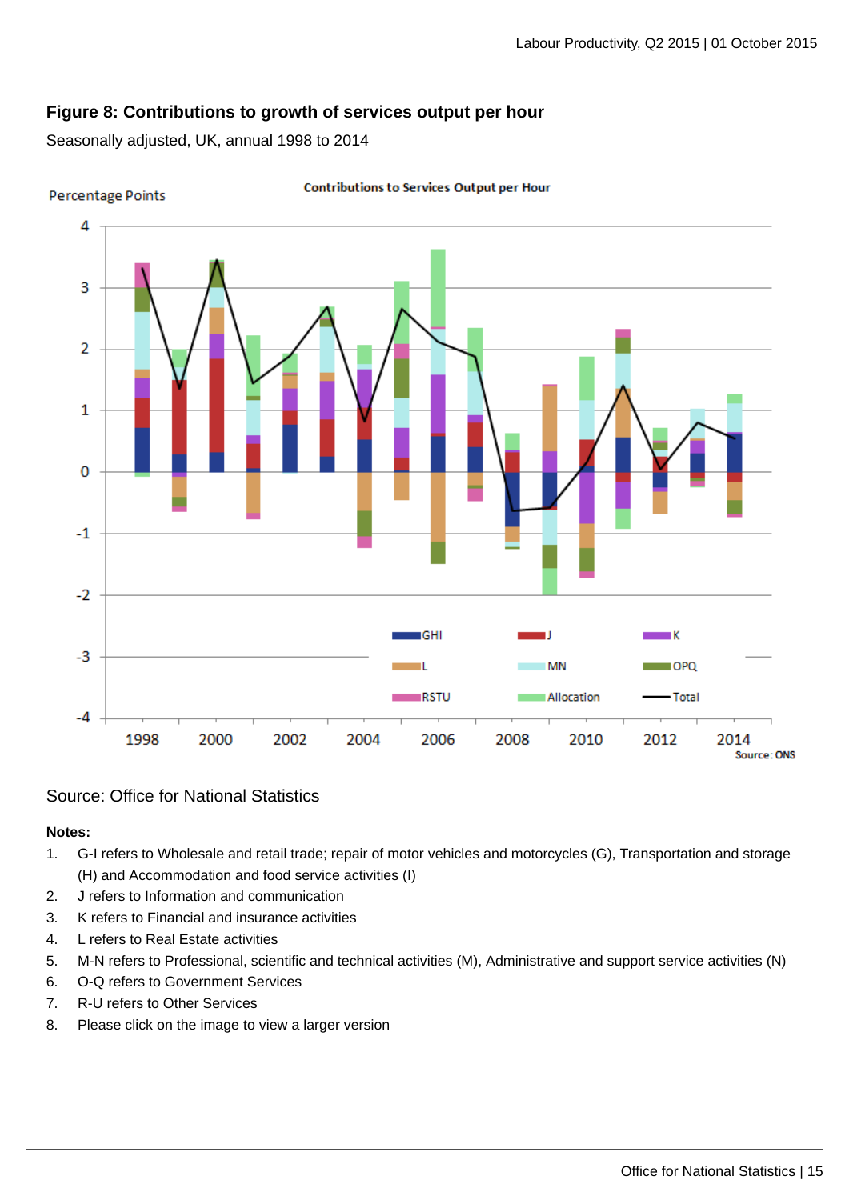### Figure 8: Contributions to growth of services output per hour

Seasonally adjusted, UK, annual 1998 to 2014

Source: Office for National Statistics

**Notes:**

1. G-I refers to Wholesale and retail trade; repair of motor vehicles and motorcycles (G), Transportation and storage (H) and Accommodation and food service activities (I)
2. J refers to Information and communication
3. K refers to Financial and insurance activities
4. L refers to Real Estate activities
5. M-N refers to Professional, scientific and technical activities (M), Administrative and support service activities (N)
6. O-Q refers to Government Services
7. R-U refers to Other Services
8. Please click on the image to view a larger version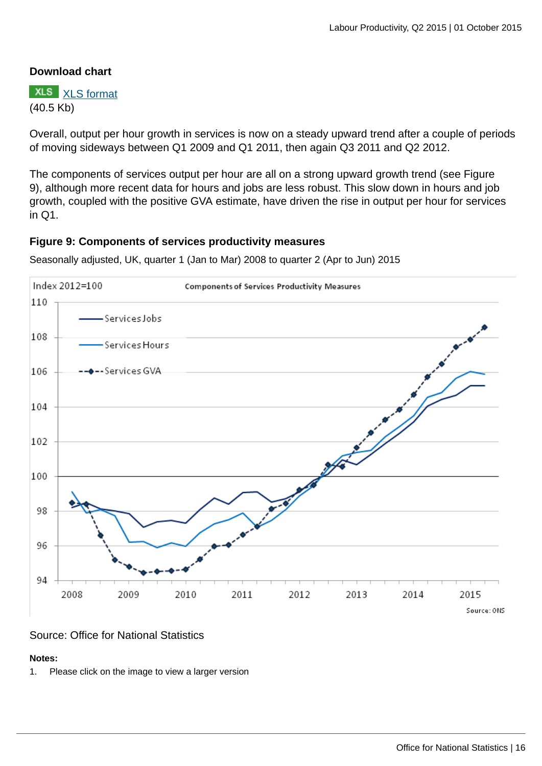**Download chart**

XLS [XLS format](XLS format)
(40.5 Kb)

Overall, output per hour growth in services is now on a steady upward trend after a couple of periods of moving sideways between Q1 2009 and Q1 2011, then again Q3 2011 and Q2 2012.

The components of services output per hour are all on a strong upward growth trend (see Figure 9), although more recent data for hours and jobs are less robust. This slow down in hours and job growth, coupled with the positive GVA estimate, have driven the rise in output per hour for services in Q1.

### Figure 9: Components of services productivity measures

Seasonally adjusted, UK, quarter 1 (Jan to Mar) 2008 to quarter 2 (Apr to Jun) 2015

Source: Office for National Statistics

**Notes:**

1. Please click on the image to view a larger version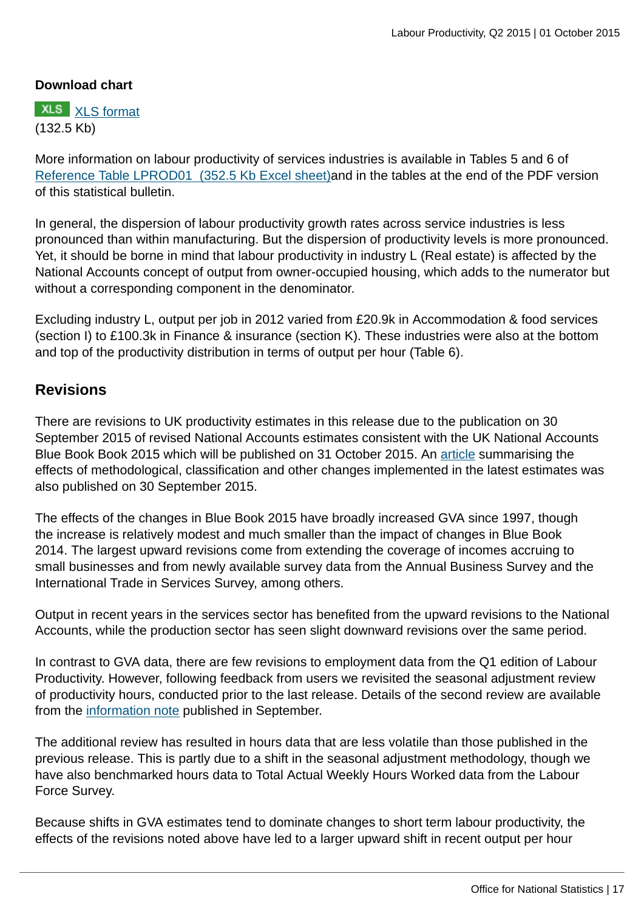**Download chart**

XLS [XLS format](#)
(132.5 Kb)

More information on labour productivity of services industries is available in Tables 5 and 6 of [Reference Table LPROD01 (352.5 Kb Excel sheet)](#)and in the tables at the end of the PDF version of this statistical bulletin.

In general, the dispersion of labour productivity growth rates across service industries is less pronounced than within manufacturing. But the dispersion of productivity levels is more pronounced. Yet, it should be borne in mind that labour productivity in industry L (Real estate) is affected by the National Accounts concept of output from owner-occupied housing, which adds to the numerator but without a corresponding component in the denominator.

Excluding industry L, output per job in 2012 varied from £20.9k in Accommodation & food services (section I) to £100.3k in Finance & insurance (section K). These industries were also at the bottom and top of the productivity distribution in terms of output per hour (Table 6).

## Revisions

There are revisions to UK productivity estimates in this release due to the publication on 30 September 2015 of revised National Accounts estimates consistent with the UK National Accounts Blue Book Book 2015 which will be published on 31 October 2015. An [article](#) summarising the effects of methodological, classification and other changes implemented in the latest estimates was also published on 30 September 2015.

The effects of the changes in Blue Book 2015 have broadly increased GVA since 1997, though the increase is relatively modest and much smaller than the impact of changes in Blue Book 2014. The largest upward revisions come from extending the coverage of incomes accruing to small businesses and from newly available survey data from the Annual Business Survey and the International Trade in Services Survey, among others.

Output in recent years in the services sector has benefited from the upward revisions to the National Accounts, while the production sector has seen slight downward revisions over the same period.

In contrast to GVA data, there are few revisions to employment data from the Q1 edition of Labour Productivity. However, following feedback from users we revisited the seasonal adjustment review of productivity hours, conducted prior to the last release. Details of the second review are available from the [information note](#) published in September.

The additional review has resulted in hours data that are less volatile than those published in the previous release. This is partly due to a shift in the seasonal adjustment methodology, though we have also benchmarked hours data to Total Actual Weekly Hours Worked data from the Labour Force Survey.

Because shifts in GVA estimates tend to dominate changes to short term labour productivity, the effects of the revisions noted above have led to a larger upward shift in recent output per hour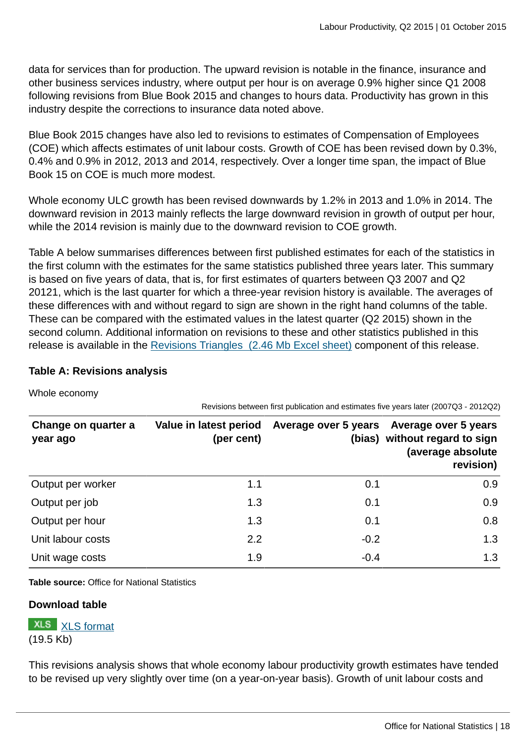data for services than for production. The upward revision is notable in the finance, insurance and other business services industry, where output per hour is on average 0.9% higher since Q1 2008 following revisions from Blue Book 2015 and changes to hours data. Productivity has grown in this industry despite the corrections to insurance data noted above.

Blue Book 2015 changes have also led to revisions to estimates of Compensation of Employees (COE) which affects estimates of unit labour costs. Growth of COE has been revised down by 0.3%, 0.4% and 0.9% in 2012, 2013 and 2014, respectively. Over a longer time span, the impact of Blue Book 15 on COE is much more modest.

Whole economy ULC growth has been revised downwards by 1.2% in 2013 and 1.0% in 2014. The downward revision in 2013 mainly reflects the large downward revision in growth of output per hour, while the 2014 revision is mainly due to the downward revision to COE growth.

Table A below summarises differences between first published estimates for each of the statistics in the first column with the estimates for the same statistics published three years later. This summary is based on five years of data, that is, for first estimates of quarters between Q3 2007 and Q2 20121, which is the last quarter for which a three-year revision history is available. The averages of these differences with and without regard to sign are shown in the right hand columns of the table. These can be compared with the estimated values in the latest quarter (Q2 2015) shown in the second column. Additional information on revisions to these and other statistics published in this release is available in the [Revisions Triangles (2.46 Mb Excel sheet)] component of this release.

**Table A: Revisions analysis**

Whole economy

Revisions between first publication and estimates five years later (2007Q3 - 2012Q2)

| Change on quarter a year ago | Value in latest period (per cent) | Average over 5 years (bias) | Average over 5 years without regard to sign (average absolute revision) |
|---|---|---|---|
| Output per worker | 1.1 | 0.1 | 0.9 |
| Output per job | 1.3 | 0.1 | 0.9 |
| Output per hour | 1.3 | 0.1 | 0.8 |
| Unit labour costs | 2.2 | -0.2 | 1.3 |
| Unit wage costs | 1.9 | -0.4 | 1.3 |

**Table source:** Office for National Statistics

**Download table**

XLS [XLS format]
(19.5 Kb)

This revisions analysis shows that whole economy labour productivity growth estimates have tended to be revised up very slightly over time (on a year-on-year basis). Growth of unit labour costs and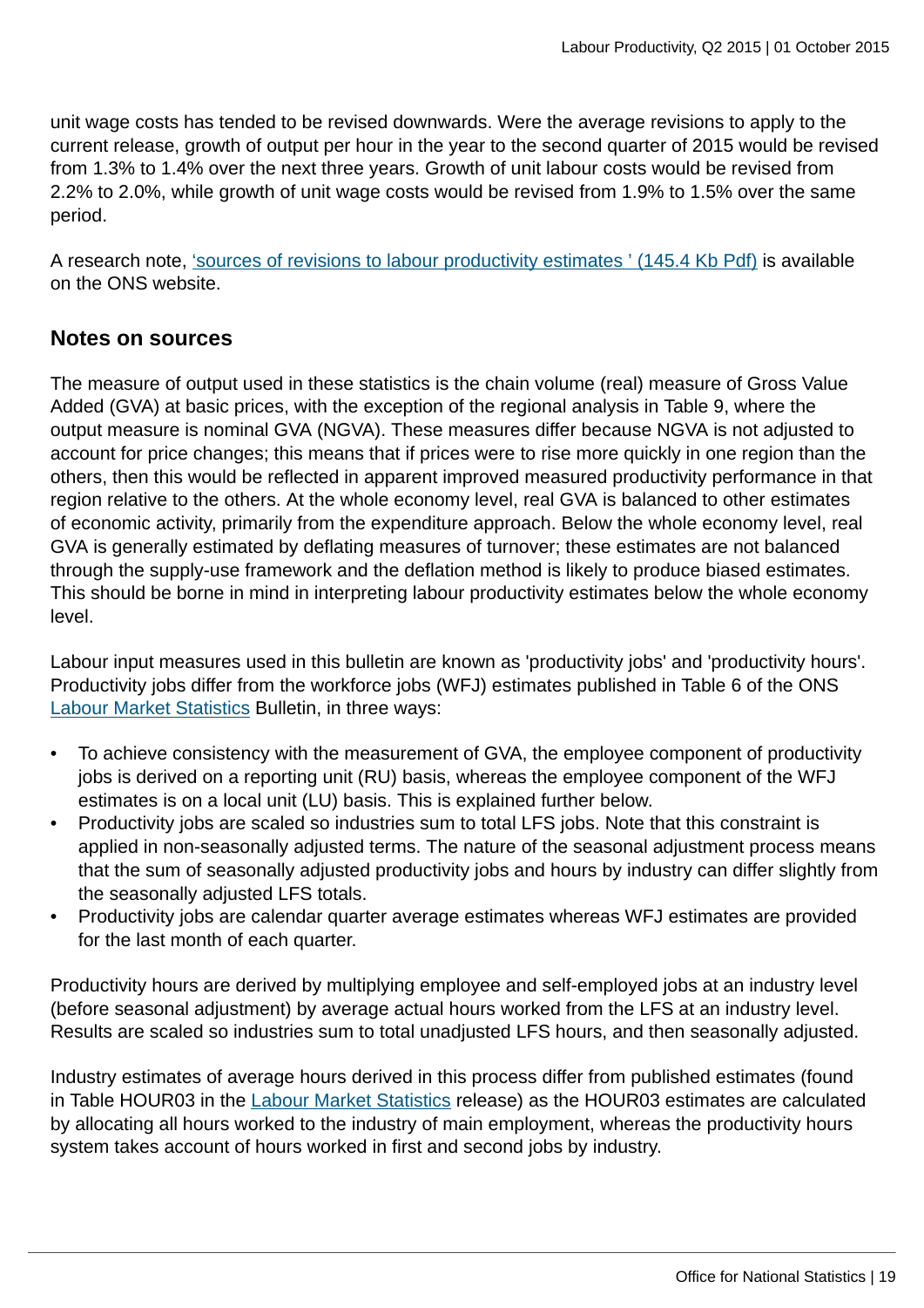unit wage costs has tended to be revised downwards. Were the average revisions to apply to the current release, growth of output per hour in the year to the second quarter of 2015 would be revised from 1.3% to 1.4% over the next three years. Growth of unit labour costs would be revised from 2.2% to 2.0%, while growth of unit wage costs would be revised from 1.9% to 1.5% over the same period.

A research note, ['sources of revisions to labour productivity estimates ' (145.4 Kb Pdf)]() is available on the ONS website.

## Notes on sources

The measure of output used in these statistics is the chain volume (real) measure of Gross Value Added (GVA) at basic prices, with the exception of the regional analysis in Table 9, where the output measure is nominal GVA (NGVA). These measures differ because NGVA is not adjusted to account for price changes; this means that if prices were to rise more quickly in one region than the others, then this would be reflected in apparent improved measured productivity performance in that region relative to the others. At the whole economy level, real GVA is balanced to other estimates of economic activity, primarily from the expenditure approach. Below the whole economy level, real GVA is generally estimated by deflating measures of turnover; these estimates are not balanced through the supply-use framework and the deflation method is likely to produce biased estimates. This should be borne in mind in interpreting labour productivity estimates below the whole economy level.

Labour input measures used in this bulletin are known as 'productivity jobs' and 'productivity hours'. Productivity jobs differ from the workforce jobs (WFJ) estimates published in Table 6 of the ONS [Labour Market Statistics]() Bulletin, in three ways:

- To achieve consistency with the measurement of GVA, the employee component of productivity jobs is derived on a reporting unit (RU) basis, whereas the employee component of the WFJ estimates is on a local unit (LU) basis. This is explained further below.
- Productivity jobs are scaled so industries sum to total LFS jobs. Note that this constraint is applied in non-seasonally adjusted terms. The nature of the seasonal adjustment process means that the sum of seasonally adjusted productivity jobs and hours by industry can differ slightly from the seasonally adjusted LFS totals.
- Productivity jobs are calendar quarter average estimates whereas WFJ estimates are provided for the last month of each quarter.

Productivity hours are derived by multiplying employee and self-employed jobs at an industry level (before seasonal adjustment) by average actual hours worked from the LFS at an industry level. Results are scaled so industries sum to total unadjusted LFS hours, and then seasonally adjusted.

Industry estimates of average hours derived in this process differ from published estimates (found in Table HOUR03 in the [Labour Market Statistics]() release) as the HOUR03 estimates are calculated by allocating all hours worked to the industry of main employment, whereas the productivity hours system takes account of hours worked in first and second jobs by industry.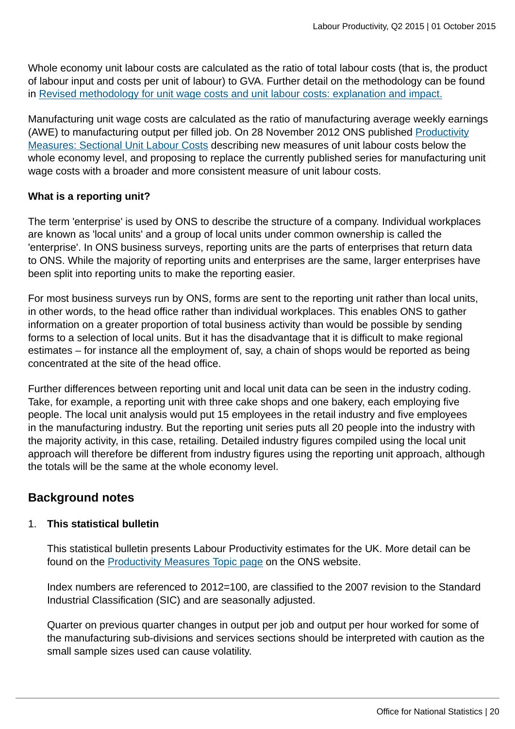Whole economy unit labour costs are calculated as the ratio of total labour costs (that is, the product of labour input and costs per unit of labour) to GVA. Further detail on the methodology can be found in [Revised methodology for unit wage costs and unit labour costs: explanation and impact.](#)

Manufacturing unit wage costs are calculated as the ratio of manufacturing average weekly earnings (AWE) to manufacturing output per filled job. On 28 November 2012 ONS published [Productivity Measures: Sectional Unit Labour Costs](#) describing new measures of unit labour costs below the whole economy level, and proposing to replace the currently published series for manufacturing unit wage costs with a broader and more consistent measure of unit labour costs.

**What is a reporting unit?**

The term 'enterprise' is used by ONS to describe the structure of a company. Individual workplaces are known as 'local units' and a group of local units under common ownership is called the 'enterprise'. In ONS business surveys, reporting units are the parts of enterprises that return data to ONS. While the majority of reporting units and enterprises are the same, larger enterprises have been split into reporting units to make the reporting easier.

For most business surveys run by ONS, forms are sent to the reporting unit rather than local units, in other words, to the head office rather than individual workplaces. This enables ONS to gather information on a greater proportion of total business activity than would be possible by sending forms to a selection of local units. But it has the disadvantage that it is difficult to make regional estimates – for instance all the employment of, say, a chain of shops would be reported as being concentrated at the site of the head office.

Further differences between reporting unit and local unit data can be seen in the industry coding. Take, for example, a reporting unit with three cake shops and one bakery, each employing five people. The local unit analysis would put 15 employees in the retail industry and five employees in the manufacturing industry. But the reporting unit series puts all 20 people into the industry with the majority activity, in this case, retailing. Detailed industry figures compiled using the local unit approach will therefore be different from industry figures using the reporting unit approach, although the totals will be the same at the whole economy level.

## Background notes

1. **This statistical bulletin**

   This statistical bulletin presents Labour Productivity estimates for the UK. More detail can be found on the [Productivity Measures Topic page](#) on the ONS website.

   Index numbers are referenced to 2012=100, are classified to the 2007 revision to the Standard Industrial Classification (SIC) and are seasonally adjusted.

   Quarter on previous quarter changes in output per job and output per hour worked for some of the manufacturing sub-divisions and services sections should be interpreted with caution as the small sample sizes used can cause volatility.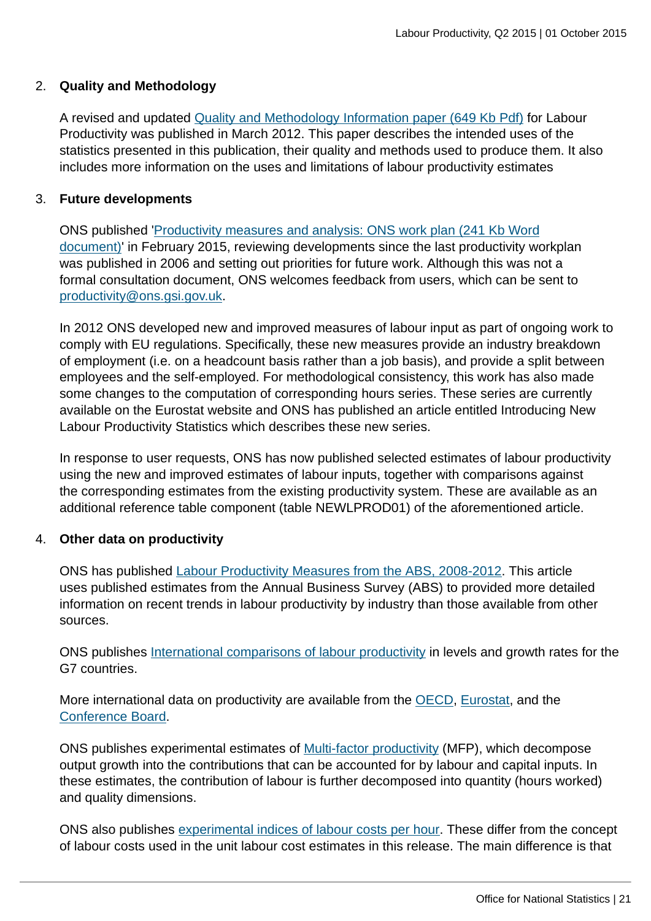2. **Quality and Methodology**

   A revised and updated Quality and Methodology Information paper (649 Kb Pdf) for Labour Productivity was published in March 2012. This paper describes the intended uses of the statistics presented in this publication, their quality and methods used to produce them. It also includes more information on the uses and limitations of labour productivity estimates

3. **Future developments**

   ONS published 'Productivity measures and analysis: ONS work plan (241 Kb Word document)' in February 2015, reviewing developments since the last productivity workplan was published in 2006 and setting out priorities for future work. Although this was not a formal consultation document, ONS welcomes feedback from users, which can be sent to productivity@ons.gsi.gov.uk.

   In 2012 ONS developed new and improved measures of labour input as part of ongoing work to comply with EU regulations. Specifically, these new measures provide an industry breakdown of employment (i.e. on a headcount basis rather than a job basis), and provide a split between employees and the self-employed. For methodological consistency, this work has also made some changes to the computation of corresponding hours series. These series are currently available on the Eurostat website and ONS has published an article entitled Introducing New Labour Productivity Statistics which describes these new series.

   In response to user requests, ONS has now published selected estimates of labour productivity using the new and improved estimates of labour inputs, together with comparisons against the corresponding estimates from the existing productivity system. These are available as an additional reference table component (table NEWLPROD01) of the aforementioned article.

4. **Other data on productivity**

   ONS has published Labour Productivity Measures from the ABS, 2008-2012. This article uses published estimates from the Annual Business Survey (ABS) to provided more detailed information on recent trends in labour productivity by industry than those available from other sources.

   ONS publishes International comparisons of labour productivity in levels and growth rates for the G7 countries.

   More international data on productivity are available from the OECD, Eurostat, and the Conference Board.

   ONS publishes experimental estimates of Multi-factor productivity (MFP), which decompose output growth into the contributions that can be accounted for by labour and capital inputs. In these estimates, the contribution of labour is further decomposed into quantity (hours worked) and quality dimensions.

   ONS also publishes experimental indices of labour costs per hour. These differ from the concept of labour costs used in the unit labour cost estimates in this release. The main difference is that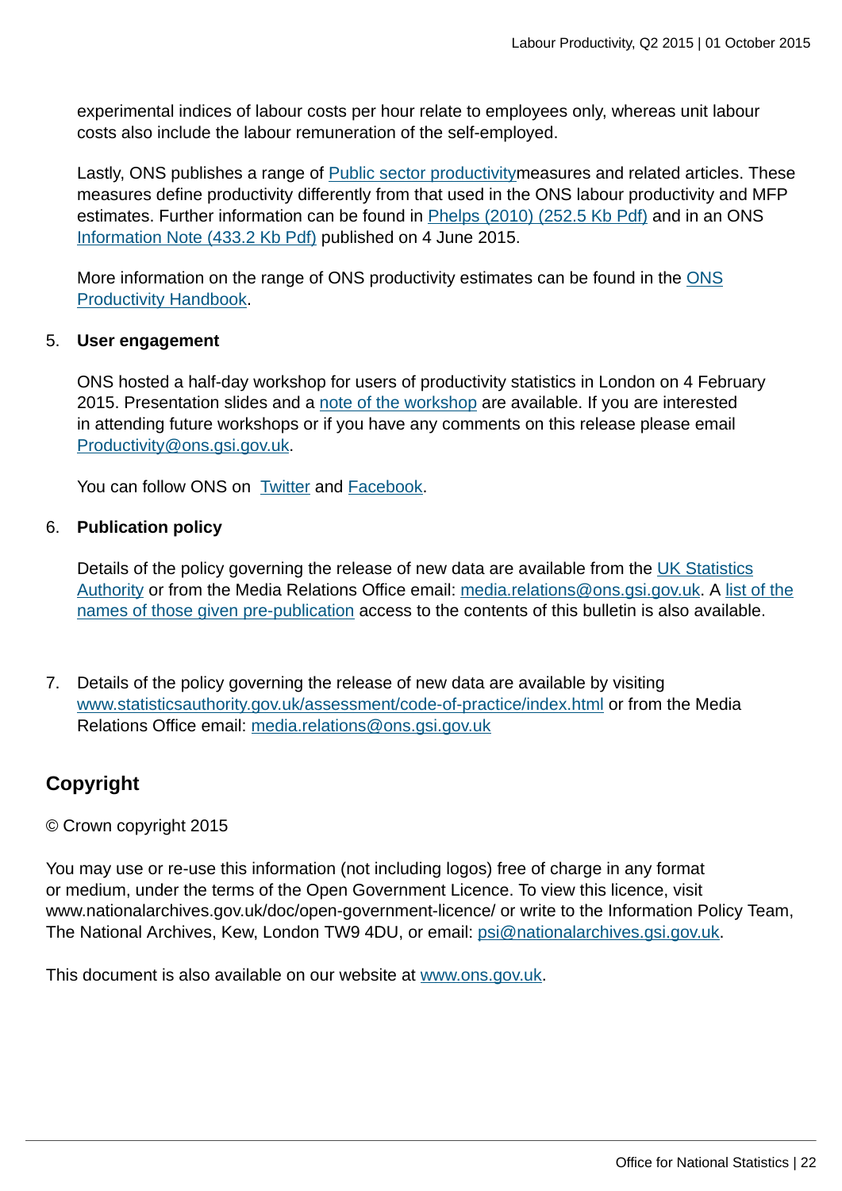experimental indices of labour costs per hour relate to employees only, whereas unit labour costs also include the labour remuneration of the self-employed.

Lastly, ONS publishes a range of Public sector productivitymeasures and related articles. These measures define productivity differently from that used in the ONS labour productivity and MFP estimates. Further information can be found in Phelps (2010) (252.5 Kb Pdf) and in an ONS Information Note (433.2 Kb Pdf) published on 4 June 2015.

More information on the range of ONS productivity estimates can be found in the ONS Productivity Handbook.

5. **User engagement**

   ONS hosted a half-day workshop for users of productivity statistics in London on 4 February 2015. Presentation slides and a note of the workshop are available. If you are interested in attending future workshops or if you have any comments on this release please email Productivity@ons.gsi.gov.uk.

   You can follow ONS on Twitter and Facebook.

6. **Publication policy**

   Details of the policy governing the release of new data are available from the UK Statistics Authority or from the Media Relations Office email: media.relations@ons.gsi.gov.uk. A list of the names of those given pre-publication access to the contents of this bulletin is also available.

7. Details of the policy governing the release of new data are available by visiting www.statisticsauthority.gov.uk/assessment/code-of-practice/index.html or from the Media Relations Office email: media.relations@ons.gsi.gov.uk

## Copyright

© Crown copyright 2015

You may use or re-use this information (not including logos) free of charge in any format or medium, under the terms of the Open Government Licence. To view this licence, visit www.nationalarchives.gov.uk/doc/open-government-licence/ or write to the Information Policy Team, The National Archives, Kew, London TW9 4DU, or email: psi@nationalarchives.gsi.gov.uk.

This document is also available on our website at www.ons.gov.uk.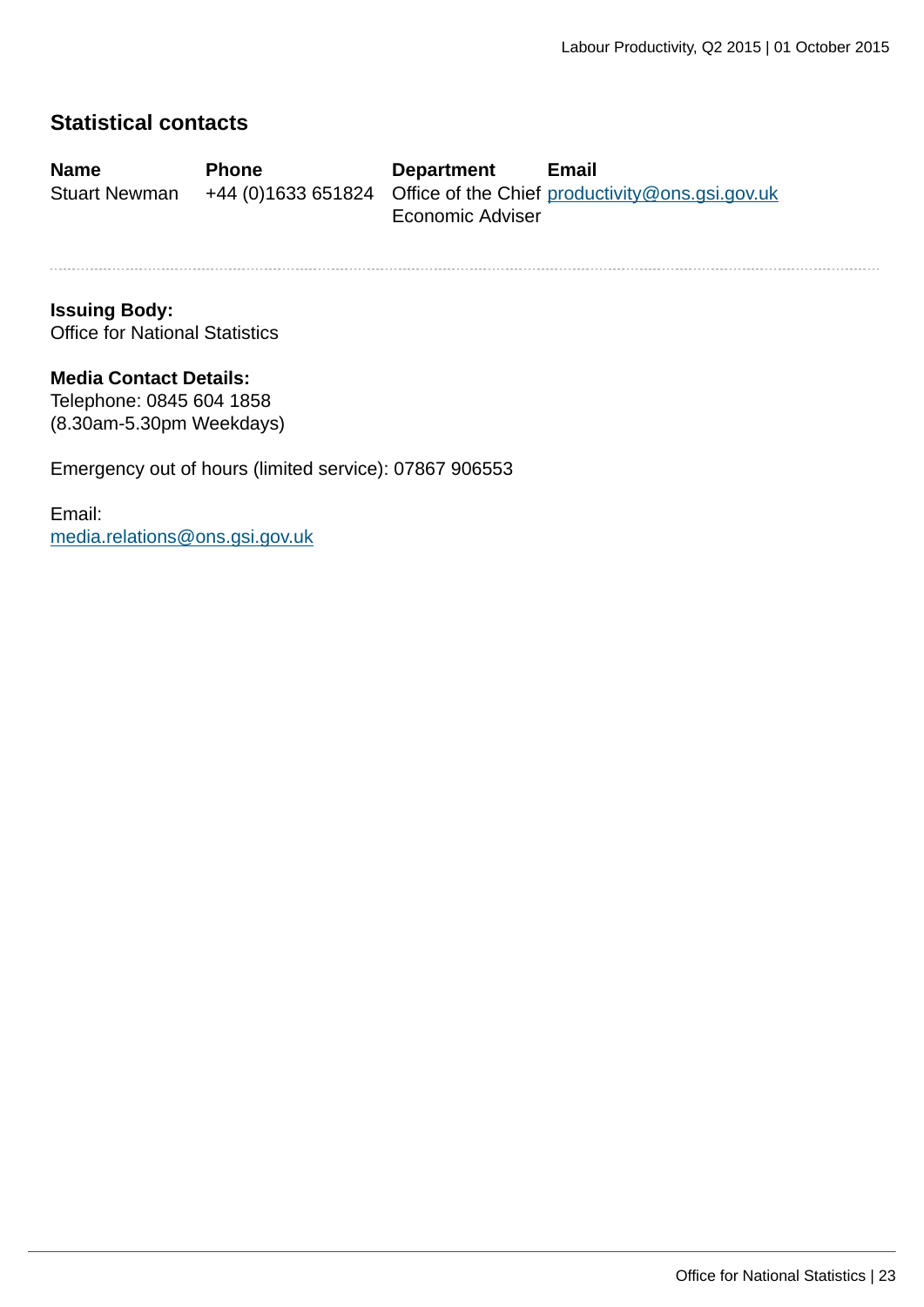## Statistical contacts

| Name | Phone | Department | Email |
|---|---|---|---|
| Stuart Newman | +44 (0)1633 651824 | Office of the Chief Economic Adviser | productivity@ons.gsi.gov.uk |

---

**Issuing Body:**
Office for National Statistics

**Media Contact Details:**
Telephone: 0845 604 1858
(8.30am-5.30pm Weekdays)

Emergency out of hours (limited service): 07867 906553

Email:
media.relations@ons.gsi.gov.uk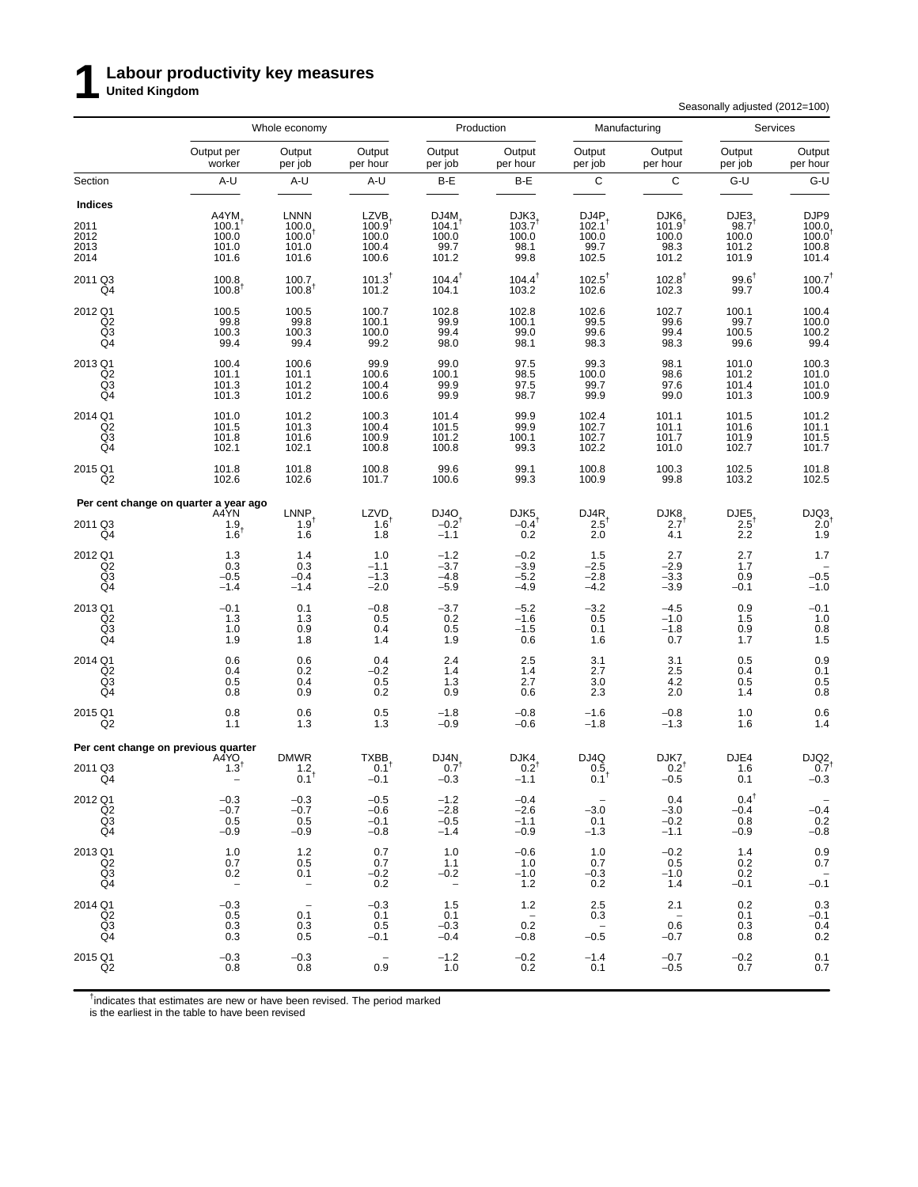# 1 Labour productivity key measures

**United Kingdom**

Seasonally adjusted (2012=100)

| | Whole economy | | | Production | | Manufacturing | | Services | |
|---|---|---|---|---|---|---|---|---|---|
| | Output per worker | Output per job | Output per hour | Output per job | Output per hour | Output per job | Output per hour | Output per job | Output per hour |
| Section | A-U | A-U | A-U | B-E | B-E | C | C | G-U | G-U |
| **Indices** | | | | | | | | | |
| | A4YM | LNNN | LZVB | DJ4M | DJK3 | DJ4P | DJK6 | DJE3 | DJP9 |
| 2011 | 100.1† | 100.0 | 100.9† | 104.1† | 103.7† | 102.1† | 101.9† | 98.7† | 100.0 |
| 2012 | 100.0 | 100.0† | 100.0 | 100.0 | 100.0 | 100.0 | 100.0 | 100.0 | 100.0† |
| 2013 | 101.0 | 101.0 | 100.4 | 99.7 | 98.1 | 99.7 | 98.3 | 101.2 | 100.8 |
| 2014 | 101.6 | 101.6 | 100.6 | 101.2 | 99.8 | 102.5 | 101.2 | 101.9 | 101.4 |
| 2011 Q3 | 100.8 | 100.7 | 101.3† | 104.4† | 104.4† | 102.5† | 102.8† | 99.6† | 100.7† |
| Q4 | 100.8† | 100.8† | 101.2 | 104.1 | 103.2 | 102.6 | 102.3 | 99.7 | 100.4 |
| 2012 Q1 | 100.5 | 100.5 | 100.7 | 102.8 | 102.8 | 102.6 | 102.7 | 100.1 | 100.4 |
| Q2 | 99.8 | 99.8 | 100.1 | 99.9 | 100.1 | 99.5 | 99.6 | 99.7 | 100.0 |
| Q3 | 100.3 | 100.3 | 100.0 | 99.4 | 99.0 | 99.6 | 99.4 | 100.5 | 100.2 |
| Q4 | 99.4 | 99.4 | 99.2 | 98.0 | 98.1 | 98.3 | 98.3 | 99.6 | 99.4 |
| 2013 Q1 | 100.4 | 100.6 | 99.9 | 99.0 | 97.5 | 99.3 | 98.1 | 101.0 | 100.3 |
| Q2 | 101.1 | 101.1 | 100.6 | 100.1 | 98.5 | 100.0 | 98.6 | 101.2 | 101.0 |
| Q3 | 101.3 | 101.2 | 100.4 | 99.9 | 97.5 | 99.7 | 97.6 | 101.4 | 101.0 |
| Q4 | 101.3 | 101.2 | 100.6 | 99.9 | 98.7 | 99.9 | 99.0 | 101.3 | 100.9 |
| 2014 Q1 | 101.0 | 101.2 | 100.3 | 101.4 | 99.9 | 102.4 | 101.1 | 101.5 | 101.2 |
| Q2 | 101.5 | 101.3 | 100.4 | 101.5 | 99.9 | 102.7 | 101.1 | 101.6 | 101.1 |
| Q3 | 101.8 | 101.6 | 100.9 | 101.2 | 100.1 | 102.7 | 101.7 | 101.9 | 101.5 |
| Q4 | 102.1 | 102.1 | 100.8 | 100.8 | 99.3 | 102.2 | 101.0 | 102.7 | 101.7 |
| 2015 Q1 | 101.8 | 101.8 | 100.8 | 99.6 | 99.1 | 100.8 | 100.3 | 102.5 | 101.8 |
| Q2 | 102.6 | 102.6 | 101.7 | 100.6 | 99.3 | 100.9 | 99.8 | 103.2 | 102.5 |
| **Per cent change on quarter a year ago** | | | | | | | | | |
| | A4YN | LNNP | LZVD | DJ4O | DJK5 | DJ4R | DJK8 | DJE5 | DJQ3 |
| 2011 Q3 | 1.9 | 1.9† | 1.6† | –0.2† | –0.4† | 2.5† | 2.7† | 2.5† | 2.0† |
| Q4 | 1.6† | 1.6 | 1.8 | –1.1 | 0.2 | 2.0 | 4.1 | 2.2 | 1.9 |
| 2012 Q1 | 1.3 | 1.4 | 1.0 | –1.2 | –0.2 | 1.5 | 2.7 | 2.7 | 1.7 |
| Q2 | 0.3 | 0.3 | –1.1 | –3.7 | –3.9 | –2.5 | –2.9 | 1.7 | – |
| Q3 | –0.5 | –0.4 | –1.3 | –4.8 | –5.2 | –2.8 | –3.3 | 0.9 | –0.5 |
| Q4 | –1.4 | –1.4 | –2.0 | –5.9 | –4.9 | –4.2 | –3.9 | –0.1 | –1.0 |
| 2013 Q1 | –0.1 | 0.1 | –0.8 | –3.7 | –5.2 | –3.2 | –4.5 | 0.9 | –0.1 |
| Q2 | 1.3 | 1.3 | 0.5 | 0.2 | –1.6 | 0.5 | –1.0 | 1.5 | 1.0 |
| Q3 | 1.0 | 0.9 | 0.4 | 0.5 | –1.5 | 0.1 | –1.8 | 0.9 | 0.8 |
| Q4 | 1.9 | 1.8 | 1.4 | 1.9 | 0.6 | 1.6 | 0.7 | 1.7 | 1.5 |
| 2014 Q1 | 0.6 | 0.6 | 0.4 | 2.4 | 2.5 | 3.1 | 3.1 | 0.5 | 0.9 |
| Q2 | 0.4 | 0.2 | –0.2 | 1.4 | 1.4 | 2.7 | 2.5 | 0.4 | 0.1 |
| Q3 | 0.5 | 0.4 | 0.5 | 1.3 | 2.7 | 3.0 | 4.2 | 0.5 | 0.5 |
| Q4 | 0.8 | 0.9 | 0.2 | 0.9 | 0.6 | 2.3 | 2.0 | 1.4 | 0.8 |
| 2015 Q1 | 0.8 | 0.6 | 0.5 | –1.8 | –0.8 | –1.6 | –0.8 | 1.0 | 0.6 |
| Q2 | 1.1 | 1.3 | 1.3 | –0.9 | –0.6 | –1.8 | –1.3 | 1.6 | 1.4 |
| **Per cent change on previous quarter** | | | | | | | | | |
| | A4YO | DMWR | TXBB | DJ4N | DJK4 | DJ4Q | DJK7 | DJE4 | DJQ2 |
| 2011 Q3 | 1.3† | 1.2 | 0.1† | 0.7† | 0.2† | 0.5 | 0.2† | 1.6 | 0.7† |
| Q4 | – | 0.1† | –0.1 | –0.3 | –1.1 | 0.1† | –0.5 | 0.1 | –0.3 |
| 2012 Q1 | –0.3 | –0.3 | –0.5 | –1.2 | –0.4 | – | 0.4 | 0.4† | – |
| Q2 | –0.7 | –0.7 | –0.6 | –2.8 | –2.6 | –3.0 | –3.0 | –0.4 | –0.4 |
| Q3 | 0.5 | 0.5 | –0.1 | –0.5 | –1.1 | 0.1 | –0.2 | 0.8 | 0.2 |
| Q4 | –0.9 | –0.9 | –0.8 | –1.4 | –0.9 | –1.3 | –1.1 | –0.9 | –0.8 |
| 2013 Q1 | 1.0 | 1.2 | 0.7 | 1.0 | –0.6 | 1.0 | –0.2 | 1.4 | 0.9 |
| Q2 | 0.7 | 0.5 | 0.7 | 1.1 | 1.0 | 0.7 | 0.5 | 0.2 | 0.7 |
| Q3 | 0.2 | 0.1 | –0.2 | –0.2 | –1.0 | –0.3 | –1.0 | 0.2 | – |
| Q4 | – | – | 0.2 | – | 1.2 | 0.2 | 1.4 | –0.1 | –0.1 |
| 2014 Q1 | –0.3 | – | –0.3 | 1.5 | 1.2 | 2.5 | 2.1 | 0.2 | 0.3 |
| Q2 | 0.5 | 0.1 | 0.1 | 0.1 | – | 0.3 | – | 0.1 | –0.1 |
| Q3 | 0.3 | 0.3 | 0.5 | –0.3 | 0.2 | – | 0.6 | 0.3 | 0.4 |
| Q4 | 0.3 | 0.5 | –0.1 | –0.4 | –0.8 | –0.5 | –0.7 | 0.8 | 0.2 |
| 2015 Q1 | –0.3 | –0.3 | – | –1.2 | –0.2 | –1.4 | –0.7 | –0.2 | 0.1 |
| Q2 | 0.8 | 0.8 | 0.9 | 1.0 | 0.2 | 0.1 | –0.5 | 0.7 | 0.7 |

† indicates that estimates are new or have been revised. The period marked is the earliest in the table to have been revised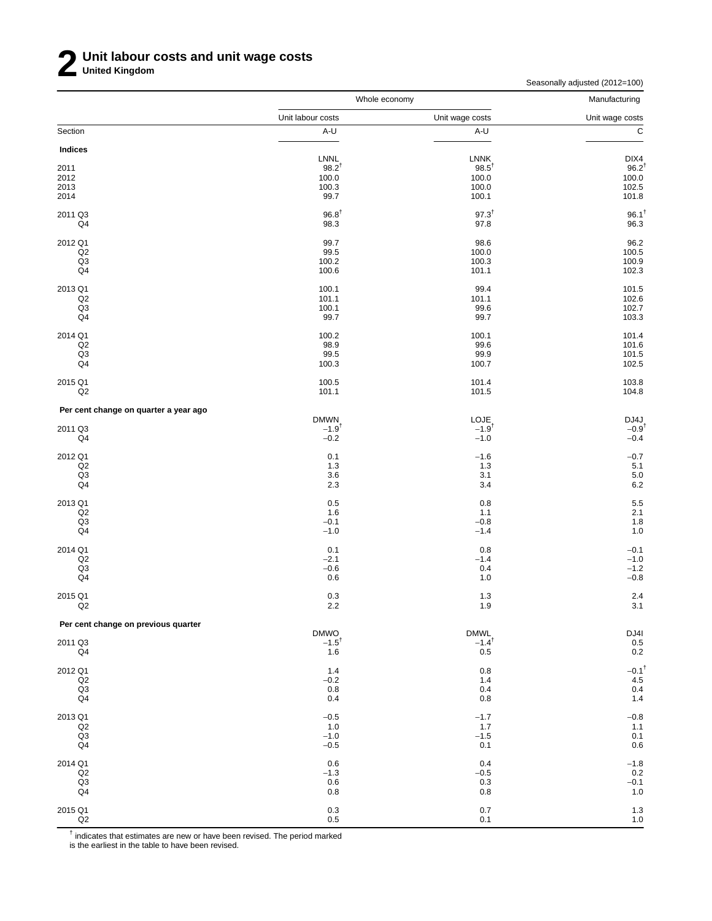# 2 Unit labour costs and unit wage costs

**United Kingdom**

Seasonally adjusted (2012=100)

| | Whole economy | | Manufacturing |
|---|---|---|---|
| | Unit labour costs | Unit wage costs | Unit wage costs |
| Section | A-U | A-U | C |
| **Indices** | | | |
| | LNNL | LNNK | DIX4 |
| 2011 | 98.2† | 98.5† | 96.2† |
| 2012 | 100.0 | 100.0 | 100.0 |
| 2013 | 100.3 | 100.0 | 102.5 |
| 2014 | 99.7 | 100.1 | 101.8 |
| 2011 Q3 | 96.8† | 97.3† | 96.1† |
| Q4 | 98.3 | 97.8 | 96.3 |
| 2012 Q1 | 99.7 | 98.6 | 96.2 |
| Q2 | 99.5 | 100.0 | 100.5 |
| Q3 | 100.2 | 100.3 | 100.9 |
| Q4 | 100.6 | 101.1 | 102.3 |
| 2013 Q1 | 100.1 | 99.4 | 101.5 |
| Q2 | 101.1 | 101.1 | 102.6 |
| Q3 | 100.1 | 99.6 | 102.7 |
| Q4 | 99.7 | 99.7 | 103.3 |
| 2014 Q1 | 100.2 | 100.1 | 101.4 |
| Q2 | 98.9 | 99.6 | 101.6 |
| Q3 | 99.5 | 99.9 | 101.5 |
| Q4 | 100.3 | 100.7 | 102.5 |
| 2015 Q1 | 100.5 | 101.4 | 103.8 |
| Q2 | 101.1 | 101.5 | 104.8 |
| **Per cent change on quarter a year ago** | | | |
| | DMWN | LOJE | DJ4J |
| 2011 Q3 | −1.9† | −1.9† | −0.9† |
| Q4 | −0.2 | −1.0 | −0.4 |
| 2012 Q1 | 0.1 | −1.6 | −0.7 |
| Q2 | 1.3 | 1.3 | 5.1 |
| Q3 | 3.6 | 3.1 | 5.0 |
| Q4 | 2.3 | 3.4 | 6.2 |
| 2013 Q1 | 0.5 | 0.8 | 5.5 |
| Q2 | 1.6 | 1.1 | 2.1 |
| Q3 | −0.1 | −0.8 | 1.8 |
| Q4 | −1.0 | −1.4 | 1.0 |
| 2014 Q1 | 0.1 | 0.8 | −0.1 |
| Q2 | −2.1 | −1.4 | −1.0 |
| Q3 | −0.6 | 0.4 | −1.2 |
| Q4 | 0.6 | 1.0 | −0.8 |
| 2015 Q1 | 0.3 | 1.3 | 2.4 |
| Q2 | 2.2 | 1.9 | 3.1 |
| **Per cent change on previous quarter** | | | |
| | DMWO | DMWL | DJ4I |
| 2011 Q3 | −1.5† | −1.4† | 0.5 |
| Q4 | 1.6 | 0.5 | 0.2 |
| 2012 Q1 | 1.4 | 0.8 | −0.1† |
| Q2 | −0.2 | 1.4 | 4.5 |
| Q3 | 0.8 | 0.4 | 0.4 |
| Q4 | 0.4 | 0.8 | 1.4 |
| 2013 Q1 | −0.5 | −1.7 | −0.8 |
| Q2 | 1.0 | 1.7 | 1.1 |
| Q3 | −1.0 | −1.5 | 0.1 |
| Q4 | −0.5 | 0.1 | 0.6 |
| 2014 Q1 | 0.6 | 0.4 | −1.8 |
| Q2 | −1.3 | −0.5 | 0.2 |
| Q3 | 0.6 | 0.3 | −0.1 |
| Q4 | 0.8 | 0.8 | 1.0 |
| 2015 Q1 | 0.3 | 0.7 | 1.3 |
| Q2 | 0.5 | 0.1 | 1.0 |

† indicates that estimates are new or have been revised. The period marked is the earliest in the table to have been revised.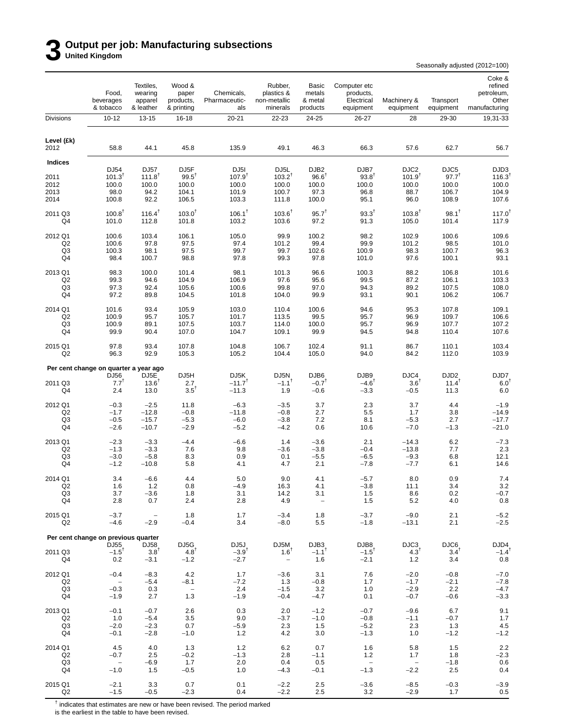# 3 Output per job: Manufacturing subsections

**United Kingdom**

Seasonally adjusted (2012=100)

| | Food, beverages & tobacco | Textiles, wearing apparel & leather | Wood & paper products, & printing | Chemicals, Pharmaceuticals | Rubber, plastics & non-metallic minerals | Basic metals & metal products | Computer etc products, Electrical equipment | Machinery & equipment | Transport equipment | Coke & refined petroleum, Other manufacturing |
|---|---|---|---|---|---|---|---|---|---|---|
| Divisions | 10-12 | 13-15 | 16-18 | 20-21 | 22-23 | 24-25 | 26-27 | 28 | 29-30 | 19,31-33 |
| **Level (£k)** | | | | | | | | | | |
| 2012 | 58.8 | 44.1 | 45.8 | 135.9 | 49.1 | 46.3 | 66.3 | 57.6 | 62.7 | 56.7 |
| **Indices** | | | | | | | | | | |
| | DJ54 | DJ57 | DJ5F | DJ5I | DJ5L | DJB2 | DJB7 | DJC2 | DJC5 | DJD3 |
| 2011 | 101.3† | 111.8† | 99.5† | 107.9† | 103.2† | 96.6† | 93.8† | 101.9† | 97.7† | 116.3† |
| 2012 | 100.0 | 100.0 | 100.0 | 100.0 | 100.0 | 100.0 | 100.0 | 100.0 | 100.0 | 100.0 |
| 2013 | 98.0 | 94.2 | 104.1 | 101.9 | 100.7 | 97.3 | 96.8 | 88.7 | 106.7 | 104.9 |
| 2014 | 100.8 | 92.2 | 106.5 | 103.3 | 111.8 | 100.0 | 95.1 | 96.0 | 108.9 | 107.6 |
| 2011 Q3 | 100.8† | 116.4† | 103.0† | 106.1† | 103.6† | 95.7† | 93.3† | 103.8† | 98.1† | 117.0† |
| Q4 | 101.0 | 112.8 | 101.8 | 103.2 | 103.6 | 97.2 | 91.3 | 105.0 | 101.4 | 117.9 |
| 2012 Q1 | 100.6 | 103.4 | 106.1 | 105.0 | 99.9 | 100.2 | 98.2 | 102.9 | 100.6 | 109.6 |
| Q2 | 100.6 | 97.8 | 97.5 | 97.4 | 101.2 | 99.4 | 99.9 | 101.2 | 98.5 | 101.0 |
| Q3 | 100.3 | 98.1 | 97.5 | 99.7 | 99.7 | 102.6 | 100.9 | 98.3 | 100.7 | 96.3 |
| Q4 | 98.4 | 100.7 | 98.8 | 97.8 | 99.3 | 97.8 | 101.0 | 97.6 | 100.1 | 93.1 |
| 2013 Q1 | 98.3 | 100.0 | 101.4 | 98.1 | 101.3 | 96.6 | 100.3 | 88.2 | 106.8 | 101.6 |
| Q2 | 99.3 | 94.6 | 104.9 | 106.9 | 97.6 | 95.6 | 99.5 | 87.2 | 106.1 | 103.3 |
| Q3 | 97.3 | 92.4 | 105.6 | 100.6 | 99.8 | 97.0 | 94.3 | 89.2 | 107.5 | 108.0 |
| Q4 | 97.2 | 89.8 | 104.5 | 101.8 | 104.0 | 99.9 | 93.1 | 90.1 | 106.2 | 106.7 |
| 2014 Q1 | 101.6 | 93.4 | 105.9 | 103.0 | 110.4 | 100.6 | 94.6 | 95.3 | 107.8 | 109.1 |
| Q2 | 100.9 | 95.7 | 105.7 | 101.7 | 113.5 | 99.5 | 95.7 | 96.9 | 109.7 | 106.6 |
| Q3 | 100.9 | 89.1 | 107.5 | 103.7 | 114.0 | 100.0 | 95.7 | 96.9 | 107.7 | 107.2 |
| Q4 | 99.9 | 90.4 | 107.0 | 104.7 | 109.1 | 99.9 | 94.5 | 94.8 | 110.4 | 107.6 |
| 2015 Q1 | 97.8 | 93.4 | 107.8 | 104.8 | 106.7 | 102.4 | 91.1 | 86.7 | 110.1 | 103.4 |
| Q2 | 96.3 | 92.9 | 105.3 | 105.2 | 104.4 | 105.0 | 94.0 | 84.2 | 112.0 | 103.9 |
| **Per cent change on quarter a year ago** | | | | | | | | | | |
| | DJ56 | DJ5E | DJ5H | DJ5K | DJ5N | DJB6 | DJB9 | DJC4 | DJD2 | DJD7 |
| 2011 Q3 | 7.7† | 13.6† | 2.7 | –11.7† | –1.1† | –0.7† | –4.6† | 3.6† | 11.4† | 6.0† |
| Q4 | 2.4 | 13.0 | 3.5† | –11.3 | 1.9 | –0.6 | –3.3 | –0.5 | 11.3 | 6.0 |
| 2012 Q1 | –0.3 | –2.5 | 11.8 | –6.3 | –3.5 | 3.7 | 2.3 | 3.7 | 4.4 | –1.9 |
| Q2 | –1.7 | –12.8 | –0.8 | –11.8 | –0.8 | 2.7 | 5.5 | 1.7 | 3.8 | –14.9 |
| Q3 | –0.5 | –15.7 | –5.3 | –6.0 | –3.8 | 7.2 | 8.1 | –5.3 | 2.7 | –17.7 |
| Q4 | –2.6 | –10.7 | –2.9 | –5.2 | –4.2 | 0.6 | 10.6 | –7.0 | –1.3 | –21.0 |
| 2013 Q1 | –2.3 | –3.3 | –4.4 | –6.6 | 1.4 | –3.6 | 2.1 | –14.3 | 6.2 | –7.3 |
| Q2 | –1.3 | –3.3 | 7.6 | 9.8 | –3.6 | –3.8 | –0.4 | –13.8 | 7.7 | 2.3 |
| Q3 | –3.0 | –5.8 | 8.3 | 0.9 | 0.1 | –5.5 | –6.5 | –9.3 | 6.8 | 12.1 |
| Q4 | –1.2 | –10.8 | 5.8 | 4.1 | 4.7 | 2.1 | –7.8 | –7.7 | 6.1 | 14.6 |
| 2014 Q1 | 3.4 | –6.6 | 4.4 | 5.0 | 9.0 | 4.1 | –5.7 | 8.0 | 0.9 | 7.4 |
| Q2 | 1.6 | 1.2 | 0.8 | –4.9 | 16.3 | 4.1 | –3.8 | 11.1 | 3.4 | 3.2 |
| Q3 | 3.7 | –3.6 | 1.8 | 3.1 | 14.2 | 3.1 | 1.5 | 8.6 | 0.2 | –0.7 |
| Q4 | 2.8 | 0.7 | 2.4 | 2.8 | 4.9 | – | 1.5 | 5.2 | 4.0 | 0.8 |
| 2015 Q1 | –3.7 | – | 1.8 | 1.7 | –3.4 | 1.8 | –3.7 | –9.0 | 2.1 | –5.2 |
| Q2 | –4.6 | –2.9 | –0.4 | 3.4 | –8.0 | 5.5 | –1.8 | –13.1 | 2.1 | –2.5 |
| **Per cent change on previous quarter** | | | | | | | | | | |
| | DJ55 | DJ58 | DJ5G | DJ5J | DJ5M | DJB3 | DJB8 | DJC3 | DJC6 | DJD4 |
| 2011 Q3 | –1.5† | 3.8† | 4.8† | –3.9† | 1.6† | –1.1† | –1.5† | 4.3† | 3.4† | –1.4† |
| Q4 | 0.2 | –3.1 | –1.2 | –2.7 | – | 1.6 | –2.1 | 1.2 | 3.4 | 0.8 |
| 2012 Q1 | –0.4 | –8.3 | 4.2 | 1.7 | –3.6 | 3.1 | 7.6 | –2.0 | –0.8 | –7.0 |
| Q2 | – | –5.4 | –8.1 | –7.2 | 1.3 | –0.8 | 1.7 | –1.7 | –2.1 | –7.8 |
| Q3 | –0.3 | 0.3 | – | 2.4 | –1.5 | 3.2 | 1.0 | –2.9 | 2.2 | –4.7 |
| Q4 | –1.9 | 2.7 | 1.3 | –1.9 | –0.4 | –4.7 | 0.1 | –0.7 | –0.6 | –3.3 |
| 2013 Q1 | –0.1 | –0.7 | 2.6 | 0.3 | 2.0 | –1.2 | –0.7 | –9.6 | 6.7 | 9.1 |
| Q2 | 1.0 | –5.4 | 3.5 | 9.0 | –3.7 | –1.0 | –0.8 | –1.1 | –0.7 | 1.7 |
| Q3 | –2.0 | –2.3 | 0.7 | –5.9 | 2.3 | 1.5 | –5.2 | 2.3 | 1.3 | 4.5 |
| Q4 | –0.1 | –2.8 | –1.0 | 1.2 | 4.2 | 3.0 | –1.3 | 1.0 | –1.2 | –1.2 |
| 2014 Q1 | 4.5 | 4.0 | 1.3 | 1.2 | 6.2 | 0.7 | 1.6 | 5.8 | 1.5 | 2.2 |
| Q2 | –0.7 | 2.5 | –0.2 | –1.3 | 2.8 | –1.1 | 1.2 | 1.7 | 1.8 | –2.3 |
| Q3 | – | –6.9 | 1.7 | 2.0 | 0.4 | 0.5 | – | – | –1.8 | 0.6 |
| Q4 | –1.0 | 1.5 | –0.5 | 1.0 | –4.3 | –0.1 | –1.3 | –2.2 | 2.5 | 0.4 |
| 2015 Q1 | –2.1 | 3.3 | 0.7 | 0.1 | –2.2 | 2.5 | –3.6 | –8.5 | –0.3 | –3.9 |
| Q2 | –1.5 | –0.5 | –2.3 | 0.4 | –2.2 | 2.5 | 3.2 | –2.9 | 1.7 | 0.5 |

† indicates that estimates are new or have been revised. The period marked is the earliest in the table to have been revised.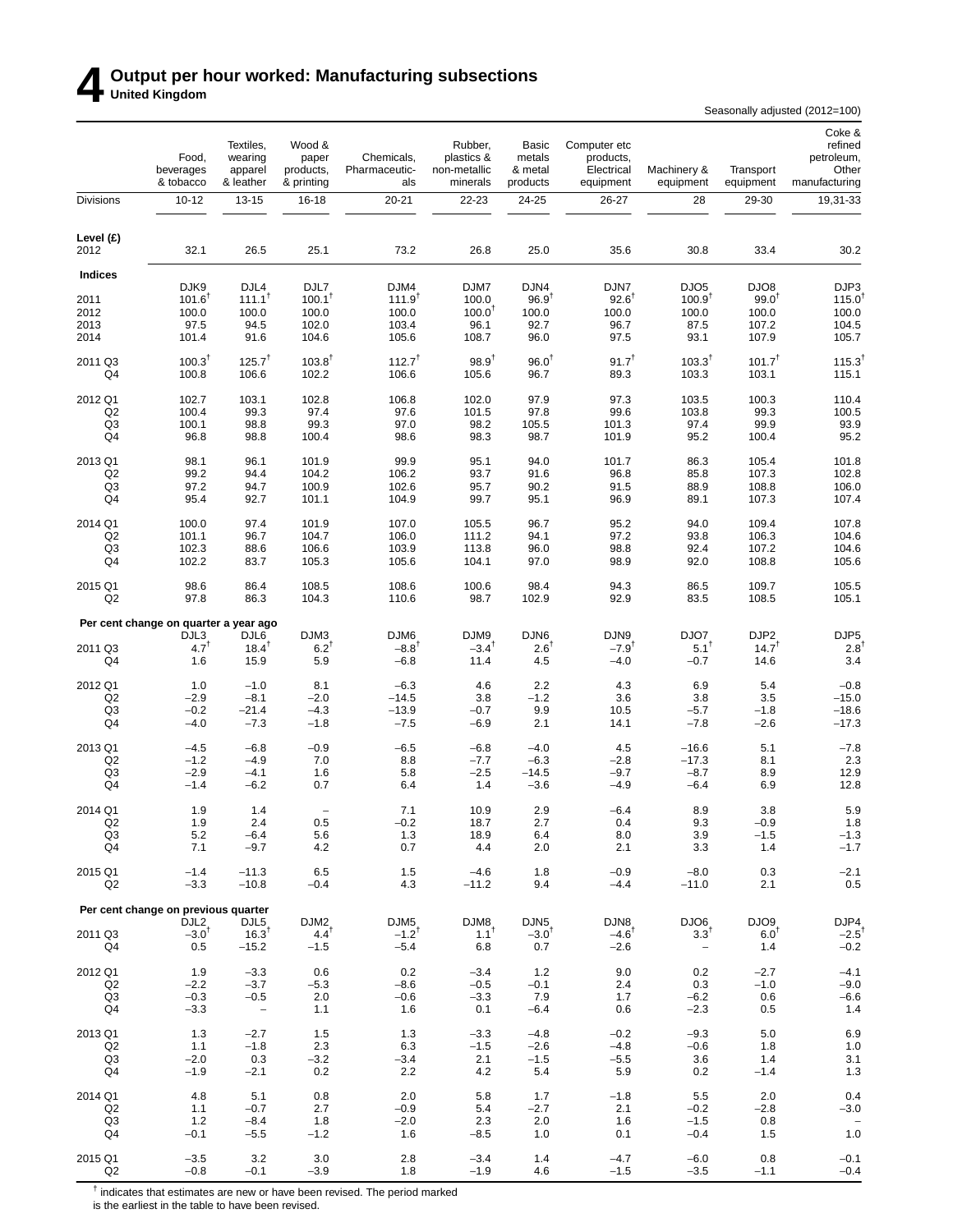# 4 Output per hour worked: Manufacturing subsections

**United Kingdom**

Seasonally adjusted (2012=100)

| | Food, beverages & tobacco | Textiles, wearing apparel & leather | Wood & paper products, & printing | Chemicals, Pharmaceuticals | Rubber, plastics & non-metallic minerals | Basic metals & metal products | Computer etc products, Electrical equipment | Machinery & equipment | Transport equipment | Coke & refined petroleum, Other manufacturing |
|---|---|---|---|---|---|---|---|---|---|---|
| Divisions | 10-12 | 13-15 | 16-18 | 20-21 | 22-23 | 24-25 | 26-27 | 28 | 29-30 | 19,31-33 |
| **Level (£)** | | | | | | | | | | |
| 2012 | 32.1 | 26.5 | 25.1 | 73.2 | 26.8 | 25.0 | 35.6 | 30.8 | 33.4 | 30.2 |
| **Indices** | | | | | | | | | | |
| | DJK9 | DJL4 | DJL7 | DJM4 | DJM7 | DJN4 | DJN7 | DJO5 | DJO8 | DJP3 |
| 2011 | 101.6† | 111.1† | 100.1† | 111.9† | 100.0 | 96.9† | 92.6† | 100.9† | 99.0† | 115.0† |
| 2012 | 100.0 | 100.0 | 100.0 | 100.0 | 100.0† | 100.0 | 100.0 | 100.0 | 100.0 | 100.0 |
| 2013 | 97.5 | 94.5 | 102.0 | 103.4 | 96.1 | 92.7 | 96.7 | 87.5 | 107.2 | 104.5 |
| 2014 | 101.4 | 91.6 | 104.6 | 105.6 | 108.7 | 96.0 | 97.5 | 93.1 | 107.9 | 105.7 |
| 2011 Q3 | 100.3† | 125.7† | 103.8† | 112.7† | 98.9† | 96.0† | 91.7† | 103.3† | 101.7† | 115.3† |
| Q4 | 100.8 | 106.6 | 102.2 | 106.6 | 105.6 | 96.7 | 89.3 | 103.3 | 103.1 | 115.1 |
| 2012 Q1 | 102.7 | 103.1 | 102.8 | 106.8 | 102.0 | 97.9 | 97.3 | 103.5 | 100.3 | 110.4 |
| Q2 | 100.4 | 99.3 | 97.4 | 97.6 | 101.5 | 97.8 | 99.6 | 103.8 | 99.3 | 100.5 |
| Q3 | 100.1 | 98.8 | 99.3 | 97.0 | 98.2 | 105.5 | 101.3 | 97.4 | 99.9 | 93.9 |
| Q4 | 96.8 | 98.8 | 100.4 | 98.6 | 98.3 | 98.7 | 101.9 | 95.2 | 100.4 | 95.2 |
| 2013 Q1 | 98.1 | 96.1 | 101.9 | 99.9 | 95.1 | 94.0 | 101.7 | 86.3 | 105.4 | 101.8 |
| Q2 | 99.2 | 94.4 | 104.2 | 106.2 | 93.7 | 91.6 | 96.8 | 85.8 | 107.3 | 102.8 |
| Q3 | 97.2 | 94.7 | 100.9 | 102.6 | 95.7 | 90.2 | 91.5 | 88.9 | 108.8 | 106.0 |
| Q4 | 95.4 | 92.7 | 101.1 | 104.9 | 99.7 | 95.1 | 96.9 | 89.1 | 107.3 | 107.4 |
| 2014 Q1 | 100.0 | 97.4 | 101.9 | 107.0 | 105.5 | 96.7 | 95.2 | 94.0 | 109.4 | 107.8 |
| Q2 | 101.1 | 96.7 | 104.7 | 106.0 | 111.2 | 94.1 | 97.2 | 93.8 | 106.3 | 104.6 |
| Q3 | 102.3 | 88.6 | 106.6 | 103.9 | 113.8 | 96.0 | 98.8 | 92.4 | 107.2 | 104.6 |
| Q4 | 102.2 | 83.7 | 105.3 | 105.6 | 104.1 | 97.0 | 98.9 | 92.0 | 108.8 | 105.6 |
| 2015 Q1 | 98.6 | 86.4 | 108.5 | 108.6 | 100.6 | 98.4 | 94.3 | 86.5 | 109.7 | 105.5 |
| Q2 | 97.8 | 86.3 | 104.3 | 110.6 | 98.7 | 102.9 | 92.9 | 83.5 | 108.5 | 105.1 |
| **Per cent change on quarter a year ago** | | | | | | | | | | |
| | DJL3 | DJL6 | DJM3 | DJM6 | DJM9 | DJN6 | DJN9 | DJO7 | DJP2 | DJP5 |
| 2011 Q3 | 4.7† | 18.4† | 6.2† | –8.8† | –3.4† | 2.6† | –7.9† | 5.1† | 14.7† | 2.8† |
| Q4 | 1.6 | 15.9 | 5.9 | –6.8 | 11.4 | 4.5 | –4.0 | –0.7 | 14.6 | 3.4 |
| 2012 Q1 | 1.0 | –1.0 | 8.1 | –6.3 | 4.6 | 2.2 | 4.3 | 6.9 | 5.4 | –0.8 |
| Q2 | –2.9 | –8.1 | –2.0 | –14.5 | 3.8 | –1.2 | 3.6 | 3.8 | 3.5 | –15.0 |
| Q3 | –0.2 | –21.4 | –4.3 | –13.9 | –0.7 | 9.9 | 10.5 | –5.7 | –1.8 | –18.6 |
| Q4 | –4.0 | –7.3 | –1.8 | –7.5 | –6.9 | 2.1 | 14.1 | –7.8 | –2.6 | –17.3 |
| 2013 Q1 | –4.5 | –6.8 | –0.9 | –6.5 | –6.8 | –4.0 | 4.5 | –16.6 | 5.1 | –7.8 |
| Q2 | –1.2 | –4.9 | 7.0 | 8.8 | –7.7 | –6.3 | –2.8 | –17.3 | 8.1 | 2.3 |
| Q3 | –2.9 | –4.1 | 1.6 | 5.8 | –2.5 | –14.5 | –9.7 | –8.7 | 8.9 | 12.9 |
| Q4 | –1.4 | –6.2 | 0.7 | 6.4 | 1.4 | –3.6 | –4.9 | –6.4 | 6.9 | 12.8 |
| 2014 Q1 | 1.9 | 1.4 | – | 7.1 | 10.9 | 2.9 | –6.4 | 8.9 | 3.8 | 5.9 |
| Q2 | 1.9 | 2.4 | 0.5 | –0.2 | 18.7 | 2.7 | 0.4 | 9.3 | –0.9 | 1.8 |
| Q3 | 5.2 | –6.4 | 5.6 | 1.3 | 18.9 | 6.4 | 8.0 | 3.9 | –1.5 | –1.3 |
| Q4 | 7.1 | –9.7 | 4.2 | 0.7 | 4.4 | 2.0 | 2.1 | 3.3 | 1.4 | –1.7 |
| 2015 Q1 | –1.4 | –11.3 | 6.5 | 1.5 | –4.6 | 1.8 | –0.9 | –8.0 | 0.3 | –2.1 |
| Q2 | –3.3 | –10.8 | –0.4 | 4.3 | –11.2 | 9.4 | –4.4 | –11.0 | 2.1 | 0.5 |
| **Per cent change on previous quarter** | | | | | | | | | | |
| | DJL2 | DJL5 | DJM2 | DJM5 | DJM8 | DJN5 | DJN8 | DJO6 | DJO9 | DJP4 |
| 2011 Q3 | –3.0† | 16.3† | 4.4† | –1.2† | 1.1† | –3.0† | –4.6† | 3.3† | 6.0† | –2.5† |
| Q4 | 0.5 | –15.2 | –1.5 | –5.4 | 6.8 | 0.7 | –2.6 | – | 1.4 | –0.2 |
| 2012 Q1 | 1.9 | –3.3 | 0.6 | 0.2 | –3.4 | 1.2 | 9.0 | 0.2 | –2.7 | –4.1 |
| Q2 | –2.2 | –3.7 | –5.3 | –8.6 | –0.5 | –0.1 | 2.4 | 0.3 | –1.0 | –9.0 |
| Q3 | –0.3 | –0.5 | 2.0 | –0.6 | –3.3 | 7.9 | 1.7 | –6.2 | 0.6 | –6.6 |
| Q4 | –3.3 | – | 1.1 | 1.6 | 0.1 | –6.4 | 0.6 | –2.3 | 0.5 | 1.4 |
| 2013 Q1 | 1.3 | –2.7 | 1.5 | 1.3 | –3.3 | –4.8 | –0.2 | –9.3 | 5.0 | 6.9 |
| Q2 | 1.1 | –1.8 | 2.3 | 6.3 | –1.5 | –2.6 | –4.8 | –0.6 | 1.8 | 1.0 |
| Q3 | –2.0 | 0.3 | –3.2 | –3.4 | 2.1 | –1.5 | –5.5 | 3.6 | 1.4 | 3.1 |
| Q4 | –1.9 | –2.1 | 0.2 | 2.2 | 4.2 | 5.4 | 5.9 | 0.2 | –1.4 | 1.3 |
| 2014 Q1 | 4.8 | 5.1 | 0.8 | 2.0 | 5.8 | 1.7 | –1.8 | 5.5 | 2.0 | 0.4 |
| Q2 | 1.1 | –0.7 | 2.7 | –0.9 | 5.4 | –2.7 | 2.1 | –0.2 | –2.8 | –3.0 |
| Q3 | 1.2 | –8.4 | 1.8 | –2.0 | 2.3 | 2.0 | 1.6 | –1.5 | 0.8 | – |
| Q4 | –0.1 | –5.5 | –1.2 | 1.6 | –8.5 | 1.0 | 0.1 | –0.4 | 1.5 | 1.0 |
| 2015 Q1 | –3.5 | 3.2 | 3.0 | 2.8 | –3.4 | 1.4 | –4.7 | –6.0 | 0.8 | –0.1 |
| Q2 | –0.8 | –0.1 | –3.9 | 1.8 | –1.9 | 4.6 | –1.5 | –3.5 | –1.1 | –0.4 |

† indicates that estimates are new or have been revised. The period marked is the earliest in the table to have been revised.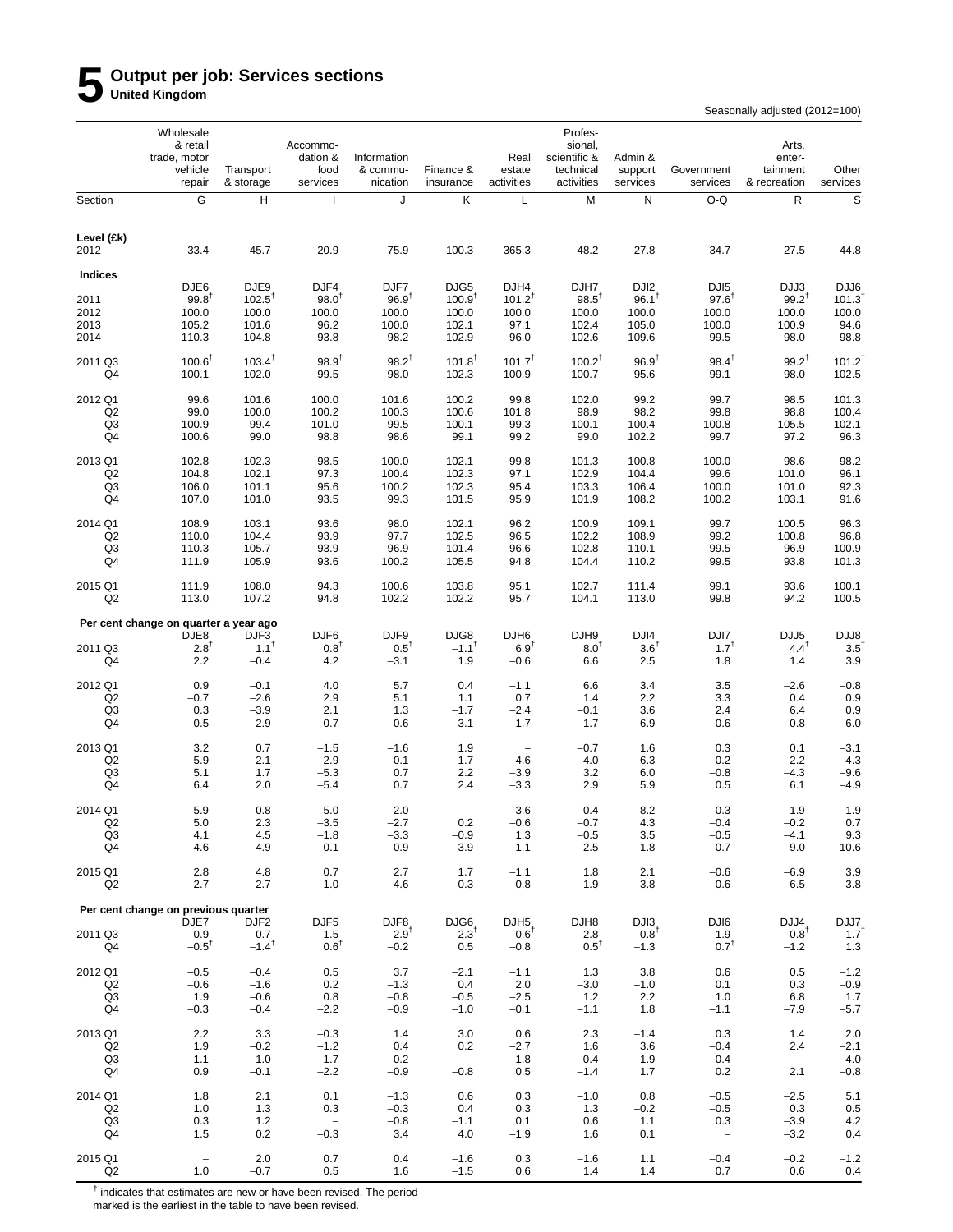# 5 Output per job: Services sections

**United Kingdom**

Seasonally adjusted (2012=100)

| | Wholesale & retail trade, motor vehicle repair | Transport & storage | Accommodation & food services | Information & communication | Finance & insurance | Real estate activities | Professional, scientific & technical activities | Admin & support services | Government services | Arts, entertainment & recreation | Other services |
|---|---|---|---|---|---|---|---|---|---|---|---|
| Section | G | H | I | J | K | L | M | N | O-Q | R | S |
| **Level (£k)** | | | | | | | | | | | |
| 2012 | 33.4 | 45.7 | 20.9 | 75.9 | 100.3 | 365.3 | 48.2 | 27.8 | 34.7 | 27.5 | 44.8 |
| **Indices** | | | | | | | | | | | |
| | DJE6 | DJE9 | DJF4 | DJF7 | DJG5 | DJH4 | DJH7 | DJI2 | DJI5 | DJJ3 | DJJ6 |
| 2011 | 99.8† | 102.5† | 98.0† | 96.9† | 100.9† | 101.2† | 98.5† | 96.1† | 97.6† | 99.2† | 101.3† |
| 2012 | 100.0 | 100.0 | 100.0 | 100.0 | 100.0 | 100.0 | 100.0 | 100.0 | 100.0 | 100.0 | 100.0 |
| 2013 | 105.2 | 101.6 | 96.2 | 100.0 | 102.1 | 97.1 | 102.4 | 105.0 | 100.0 | 100.9 | 94.6 |
| 2014 | 110.3 | 104.8 | 93.8 | 98.2 | 102.9 | 96.0 | 102.6 | 109.6 | 99.5 | 98.0 | 98.8 |
| 2011 Q3 | 100.6† | 103.4† | 98.9† | 98.2† | 101.8† | 101.7† | 100.2† | 96.9† | 98.4† | 99.2† | 101.2† |
| Q4 | 100.1 | 102.0 | 99.5 | 98.0 | 102.3 | 100.9 | 100.7 | 95.6 | 99.1 | 98.0 | 102.5 |
| 2012 Q1 | 99.6 | 101.6 | 100.0 | 101.6 | 100.2 | 99.8 | 102.0 | 99.2 | 99.7 | 98.5 | 101.3 |
| Q2 | 99.0 | 100.0 | 100.2 | 100.3 | 100.6 | 101.8 | 98.9 | 98.2 | 99.8 | 98.8 | 100.4 |
| Q3 | 100.9 | 99.4 | 101.0 | 99.5 | 100.1 | 99.3 | 100.1 | 100.4 | 100.8 | 105.5 | 102.1 |
| Q4 | 100.6 | 99.0 | 98.8 | 98.6 | 99.1 | 99.2 | 99.0 | 102.2 | 99.7 | 97.2 | 96.3 |
| 2013 Q1 | 102.8 | 102.3 | 98.5 | 100.0 | 102.1 | 99.8 | 101.3 | 100.8 | 100.0 | 98.6 | 98.2 |
| Q2 | 104.8 | 102.1 | 97.3 | 100.4 | 102.3 | 97.1 | 102.9 | 104.4 | 99.6 | 101.0 | 96.1 |
| Q3 | 106.0 | 101.1 | 95.6 | 100.2 | 102.3 | 95.4 | 103.3 | 106.4 | 100.0 | 101.0 | 92.3 |
| Q4 | 107.0 | 101.0 | 93.5 | 99.3 | 101.5 | 95.9 | 101.9 | 108.2 | 100.2 | 103.1 | 91.6 |
| 2014 Q1 | 108.9 | 103.1 | 93.6 | 98.0 | 102.1 | 96.2 | 100.9 | 109.1 | 99.7 | 100.5 | 96.3 |
| Q2 | 110.0 | 104.4 | 93.9 | 97.7 | 102.5 | 96.5 | 102.2 | 108.9 | 99.2 | 100.8 | 96.8 |
| Q3 | 110.3 | 105.7 | 93.9 | 96.9 | 101.4 | 96.6 | 102.8 | 110.1 | 99.5 | 96.9 | 100.9 |
| Q4 | 111.9 | 105.9 | 93.6 | 100.2 | 105.5 | 94.8 | 104.4 | 110.2 | 99.5 | 93.8 | 101.3 |
| 2015 Q1 | 111.9 | 108.0 | 94.3 | 100.6 | 103.8 | 95.1 | 102.7 | 111.4 | 99.1 | 93.6 | 100.1 |
| Q2 | 113.0 | 107.2 | 94.8 | 102.2 | 102.2 | 95.7 | 104.1 | 113.0 | 99.8 | 94.2 | 100.5 |
| **Per cent change on quarter a year ago** | | | | | | | | | | | |
| | DJE8 | DJF3 | DJF6 | DJF9 | DJG8 | DJH6 | DJH9 | DJI4 | DJI7 | DJJ5 | DJJ8 |
| 2011 Q3 | 2.8† | 1.1† | 0.8† | 0.5† | –1.1† | 6.9† | 8.0† | 3.6† | 1.7† | 4.4† | 3.5† |
| Q4 | 2.2 | –0.4 | 4.2 | –3.1 | 1.9 | –0.6 | 6.6 | 2.5 | 1.8 | 1.4 | 3.9 |
| 2012 Q1 | 0.9 | –0.1 | 4.0 | 5.7 | 0.4 | –1.1 | 6.6 | 3.4 | 3.5 | –2.6 | –0.8 |
| Q2 | –0.7 | –2.6 | 2.9 | 5.1 | 1.1 | 0.7 | 1.4 | 2.2 | 3.3 | 0.4 | 0.9 |
| Q3 | 0.3 | –3.9 | 2.1 | 1.3 | –1.7 | –2.4 | –0.1 | 3.6 | 2.4 | 6.4 | 0.9 |
| Q4 | 0.5 | –2.9 | –0.7 | 0.6 | –3.1 | –1.7 | –1.7 | 6.9 | 0.6 | –0.8 | –6.0 |
| 2013 Q1 | 3.2 | 0.7 | –1.5 | –1.6 | 1.9 | – | –0.7 | 1.6 | 0.3 | 0.1 | –3.1 |
| Q2 | 5.9 | 2.1 | –2.9 | 0.1 | 1.7 | –4.6 | 4.0 | 6.3 | –0.2 | 2.2 | –4.3 |
| Q3 | 5.1 | 1.7 | –5.3 | 0.7 | 2.2 | –3.9 | 3.2 | 6.0 | –0.8 | –4.3 | –9.6 |
| Q4 | 6.4 | 2.0 | –5.4 | 0.7 | 2.4 | –3.3 | 2.9 | 5.9 | 0.5 | 6.1 | –4.9 |
| 2014 Q1 | 5.9 | 0.8 | –5.0 | –2.0 | – | –3.6 | –0.4 | 8.2 | –0.3 | 1.9 | –1.9 |
| Q2 | 5.0 | 2.3 | –3.5 | –2.7 | 0.2 | –0.6 | –0.7 | 4.3 | –0.4 | –0.2 | 0.7 |
| Q3 | 4.1 | 4.5 | –1.8 | –3.3 | –0.9 | 1.3 | –0.5 | 3.5 | –0.5 | –4.1 | 9.3 |
| Q4 | 4.6 | 4.9 | 0.1 | 0.9 | 3.9 | –1.1 | 2.5 | 1.8 | –0.7 | –9.0 | 10.6 |
| 2015 Q1 | 2.8 | 4.8 | 0.7 | 2.7 | 1.7 | –1.1 | 1.8 | 2.1 | –0.6 | –6.9 | 3.9 |
| Q2 | 2.7 | 2.7 | 1.0 | 4.6 | –0.3 | –0.8 | 1.9 | 3.8 | 0.6 | –6.5 | 3.8 |
| **Per cent change on previous quarter** | | | | | | | | | | | |
| | DJE7 | DJF2 | DJF5 | DJF8 | DJG6 | DJH5 | DJH8 | DJI3 | DJI6 | DJJ4 | DJJ7 |
| 2011 Q3 | 0.9 | 0.7 | 1.5 | 2.9† | 2.3† | 0.6† | 2.8 | 0.8† | 1.9 | 0.8† | 1.7† |
| Q4 | –0.5† | –1.4† | 0.6† | –0.2 | 0.5 | –0.8 | 0.5† | –1.3 | 0.7† | –1.2 | 1.3 |
| 2012 Q1 | –0.5 | –0.4 | 0.5 | 3.7 | –2.1 | –1.1 | 1.3 | 3.8 | 0.6 | 0.5 | –1.2 |
| Q2 | –0.6 | –1.6 | 0.2 | –1.3 | 0.4 | 2.0 | –3.0 | –1.0 | 0.1 | 0.3 | –0.9 |
| Q3 | 1.9 | –0.6 | 0.8 | –0.8 | –0.5 | –2.5 | 1.2 | 2.2 | 1.0 | 6.8 | 1.7 |
| Q4 | –0.3 | –0.4 | –2.2 | –0.9 | –1.0 | –0.1 | –1.1 | 1.8 | –1.1 | –7.9 | –5.7 |
| 2013 Q1 | 2.2 | 3.3 | –0.3 | 1.4 | 3.0 | 0.6 | 2.3 | –1.4 | 0.3 | 1.4 | 2.0 |
| Q2 | 1.9 | –0.2 | –1.2 | 0.4 | 0.2 | –2.7 | 1.6 | 3.6 | –0.4 | 2.4 | –2.1 |
| Q3 | 1.1 | –1.0 | –1.7 | –0.2 | – | –1.8 | 0.4 | 1.9 | 0.4 | – | –4.0 |
| Q4 | 0.9 | –0.1 | –2.2 | –0.9 | –0.8 | 0.5 | –1.4 | 1.7 | 0.2 | 2.1 | –0.8 |
| 2014 Q1 | 1.8 | 2.1 | 0.1 | –1.3 | 0.6 | 0.3 | –1.0 | 0.8 | –0.5 | –2.5 | 5.1 |
| Q2 | 1.0 | 1.3 | 0.3 | –0.3 | 0.4 | 0.3 | 1.3 | –0.2 | –0.5 | 0.3 | 0.5 |
| Q3 | 0.3 | 1.2 | – | –0.8 | –1.1 | 0.1 | 0.6 | 1.1 | 0.3 | –3.9 | 4.2 |
| Q4 | 1.5 | 0.2 | –0.3 | 3.4 | 4.0 | –1.9 | 1.6 | 0.1 | – | –3.2 | 0.4 |
| 2015 Q1 | – | 2.0 | 0.7 | 0.4 | –1.6 | 0.3 | –1.6 | 1.1 | –0.4 | –0.2 | –1.2 |
| Q2 | 1.0 | –0.7 | 0.5 | 1.6 | –1.5 | 0.6 | 1.4 | 1.4 | 0.7 | 0.6 | 0.4 |

† indicates that estimates are new or have been revised. The period marked is the earliest in the table to have been revised.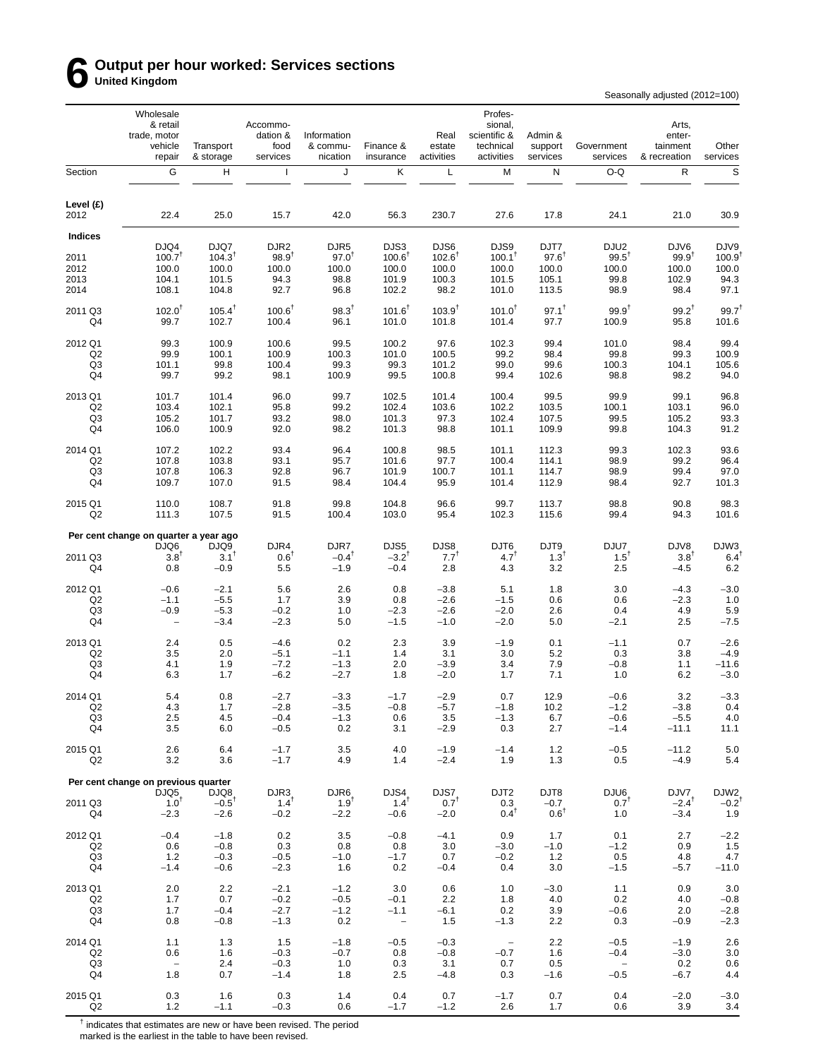# 6 Output per hour worked: Services sections

**United Kingdom**

Seasonally adjusted (2012=100)

| | Wholesale & retail trade, motor vehicle repair | Transport & storage | Accommodation & food services | Information & communication | Finance & insurance | Real estate activities | Professional, scientific & technical activities | Admin & support services | Government services | Arts, entertainment & recreation | Other services |
|---|---|---|---|---|---|---|---|---|---|---|---|
| Section | G | H | I | J | K | L | M | N | O-Q | R | S |
| **Level (£)** | | | | | | | | | | | |
| 2012 | 22.4 | 25.0 | 15.7 | 42.0 | 56.3 | 230.7 | 27.6 | 17.8 | 24.1 | 21.0 | 30.9 |
| **Indices** | | | | | | | | | | | |
| | DJQ4 | DJQ7 | DJR2 | DJR5 | DJS3 | DJS6 | DJS9 | DJT7 | DJU2 | DJV6 | DJV9 |
| 2011 | 100.7† | 104.3† | 98.9† | 97.0† | 100.6† | 102.6† | 100.1† | 97.6† | 99.5† | 99.9† | 100.9† |
| 2012 | 100.0 | 100.0 | 100.0 | 100.0 | 100.0 | 100.0 | 100.0 | 100.0 | 100.0 | 100.0 | 100.0 |
| 2013 | 104.1 | 101.5 | 94.3 | 98.8 | 101.9 | 100.3 | 101.5 | 105.1 | 99.8 | 102.9 | 94.3 |
| 2014 | 108.1 | 104.8 | 92.7 | 96.8 | 102.2 | 98.2 | 101.0 | 113.5 | 98.9 | 98.4 | 97.1 |
| 2011 Q3 | 102.0† | 105.4† | 100.6† | 98.3† | 101.6† | 103.9† | 101.0† | 97.1† | 99.9† | 99.2† | 99.7† |
| Q4 | 99.7 | 102.7 | 100.4 | 96.1 | 101.0 | 101.8 | 101.4 | 97.7 | 100.9 | 95.8 | 101.6 |
| 2012 Q1 | 99.3 | 100.9 | 100.6 | 99.5 | 100.2 | 97.6 | 102.3 | 99.4 | 101.0 | 98.4 | 99.4 |
| Q2 | 99.9 | 100.1 | 100.9 | 100.3 | 101.0 | 100.5 | 99.2 | 98.4 | 99.8 | 99.3 | 100.9 |
| Q3 | 101.1 | 99.8 | 100.4 | 99.3 | 99.3 | 101.2 | 99.0 | 99.6 | 100.3 | 104.1 | 105.6 |
| Q4 | 99.7 | 99.2 | 98.1 | 100.9 | 99.5 | 100.8 | 99.4 | 102.6 | 98.8 | 98.2 | 94.0 |
| 2013 Q1 | 101.7 | 101.4 | 96.0 | 99.7 | 102.5 | 101.4 | 100.4 | 99.5 | 99.9 | 99.1 | 96.8 |
| Q2 | 103.4 | 102.1 | 95.8 | 99.2 | 102.4 | 103.6 | 102.2 | 103.5 | 100.1 | 103.1 | 96.0 |
| Q3 | 105.2 | 101.7 | 93.2 | 98.0 | 101.3 | 97.3 | 102.4 | 107.5 | 99.5 | 105.2 | 93.3 |
| Q4 | 106.0 | 100.9 | 92.0 | 98.2 | 101.3 | 98.8 | 101.1 | 109.9 | 99.8 | 104.3 | 91.2 |
| 2014 Q1 | 107.2 | 102.2 | 93.4 | 96.4 | 100.8 | 98.5 | 101.1 | 112.3 | 99.3 | 102.3 | 93.6 |
| Q2 | 107.8 | 103.8 | 93.1 | 95.7 | 101.6 | 97.7 | 100.4 | 114.1 | 98.9 | 99.2 | 96.4 |
| Q3 | 107.8 | 106.3 | 92.8 | 96.7 | 101.9 | 100.7 | 101.1 | 114.7 | 98.9 | 99.4 | 97.0 |
| Q4 | 109.7 | 107.0 | 91.5 | 98.4 | 104.4 | 95.9 | 101.4 | 112.9 | 98.4 | 92.7 | 101.3 |
| 2015 Q1 | 110.0 | 108.7 | 91.8 | 99.8 | 104.8 | 96.6 | 99.7 | 113.7 | 98.8 | 90.8 | 98.3 |
| Q2 | 111.3 | 107.5 | 91.5 | 100.4 | 103.0 | 95.4 | 102.3 | 115.6 | 99.4 | 94.3 | 101.6 |
| **Per cent change on quarter a year ago** | | | | | | | | | | | |
| | DJQ6 | DJQ9 | DJR4 | DJR7 | DJS5 | DJS8 | DJT6 | DJT9 | DJU7 | DJV8 | DJW3 |
| 2011 Q3 | 3.8† | 3.1† | 0.6† | –0.4† | –3.2† | 7.7† | 4.7† | 1.3† | 1.5† | 3.8† | 6.4† |
| Q4 | 0.8 | –0.9 | 5.5 | –1.9 | –0.4 | 2.8 | 4.3 | 3.2 | 2.5 | –4.5 | 6.2 |
| 2012 Q1 | –0.6 | –2.1 | 5.6 | 2.6 | 0.8 | –3.8 | 5.1 | 1.8 | 3.0 | –4.3 | –3.0 |
| Q2 | –1.1 | –5.5 | 1.7 | 3.9 | 0.8 | –2.6 | –1.5 | 0.6 | 0.6 | –2.3 | 1.0 |
| Q3 | –0.9 | –5.3 | –0.2 | 1.0 | –2.3 | –2.6 | –2.0 | 2.6 | 0.4 | 4.9 | 5.9 |
| Q4 | – | –3.4 | –2.3 | 5.0 | –1.5 | –1.0 | –2.0 | 5.0 | –2.1 | 2.5 | –7.5 |
| 2013 Q1 | 2.4 | 0.5 | –4.6 | 0.2 | 2.3 | 3.9 | –1.9 | 0.1 | –1.1 | 0.7 | –2.6 |
| Q2 | 3.5 | 2.0 | –5.1 | –1.1 | 1.4 | 3.1 | 3.0 | 5.2 | 0.3 | 3.8 | –4.9 |
| Q3 | 4.1 | 1.9 | –7.2 | –1.3 | 2.0 | –3.9 | 3.4 | 7.9 | –0.8 | 1.1 | –11.6 |
| Q4 | 6.3 | 1.7 | –6.2 | –2.7 | 1.8 | –2.0 | 1.7 | 7.1 | 1.0 | 6.2 | –3.0 |
| 2014 Q1 | 5.4 | 0.8 | –2.7 | –3.3 | –1.7 | –2.9 | 0.7 | 12.9 | –0.6 | 3.2 | –3.3 |
| Q2 | 4.3 | 1.7 | –2.8 | –3.5 | –0.8 | –5.7 | –1.8 | 10.2 | –1.2 | –3.8 | 0.4 |
| Q3 | 2.5 | 4.5 | –0.4 | –1.3 | 0.6 | 3.5 | –1.3 | 6.7 | –0.6 | –5.5 | 4.0 |
| Q4 | 3.5 | 6.0 | –0.5 | 0.2 | 3.1 | –2.9 | 0.3 | 2.7 | –1.4 | –11.1 | 11.1 |
| 2015 Q1 | 2.6 | 6.4 | –1.7 | 3.5 | 4.0 | –1.9 | –1.4 | 1.2 | –0.5 | –11.2 | 5.0 |
| Q2 | 3.2 | 3.6 | –1.7 | 4.9 | 1.4 | –2.4 | 1.9 | 1.3 | 0.5 | –4.9 | 5.4 |
| **Per cent change on previous quarter** | | | | | | | | | | | |
| | DJQ5 | DJQ8 | DJR3 | DJR6 | DJS4 | DJS7 | DJT2 | DJT8 | DJU6 | DJV7 | DJW2 |
| 2011 Q3 | 1.0† | –0.5† | 1.4† | 1.9† | 1.4† | 0.7† | 0.3 | –0.7 | 0.7† | –2.4† | –0.2† |
| Q4 | –2.3 | –2.6 | –0.2 | –2.2 | –0.6 | –2.0 | 0.4† | 0.6† | 1.0 | –3.4 | 1.9 |
| 2012 Q1 | –0.4 | –1.8 | 0.2 | 3.5 | –0.8 | –4.1 | 0.9 | 1.7 | 0.1 | 2.7 | –2.2 |
| Q2 | 0.6 | –0.8 | 0.3 | 0.8 | 0.8 | 3.0 | –3.0 | –1.0 | –1.2 | 0.9 | 1.5 |
| Q3 | 1.2 | –0.3 | –0.5 | –1.0 | –1.7 | 0.7 | –0.2 | 1.2 | 0.5 | 4.8 | 4.7 |
| Q4 | –1.4 | –0.6 | –2.3 | 1.6 | 0.2 | –0.4 | 0.4 | 3.0 | –1.5 | –5.7 | –11.0 |
| 2013 Q1 | 2.0 | 2.2 | –2.1 | –1.2 | 3.0 | 0.6 | 1.0 | –3.0 | 1.1 | 0.9 | 3.0 |
| Q2 | 1.7 | 0.7 | –0.2 | –0.5 | –0.1 | 2.2 | 1.8 | 4.0 | 0.2 | 4.0 | –0.8 |
| Q3 | 1.7 | –0.4 | –2.7 | –1.2 | –1.1 | –6.1 | 0.2 | 3.9 | –0.6 | 2.0 | –2.8 |
| Q4 | 0.8 | –0.8 | –1.3 | 0.2 | – | 1.5 | –1.3 | 2.2 | 0.3 | –0.9 | –2.3 |
| 2014 Q1 | 1.1 | 1.3 | 1.5 | –1.8 | –0.5 | –0.3 | – | 2.2 | –0.5 | –1.9 | 2.6 |
| Q2 | 0.6 | 1.6 | –0.3 | –0.7 | 0.8 | –0.8 | –0.7 | 1.6 | –0.4 | –3.0 | 3.0 |
| Q3 | – | 2.4 | –0.3 | 1.0 | 0.3 | 3.1 | 0.7 | 0.5 | – | 0.2 | 0.6 |
| Q4 | 1.8 | 0.7 | –1.4 | 1.8 | 2.5 | –4.8 | 0.3 | –1.6 | –0.5 | –6.7 | 4.4 |
| 2015 Q1 | 0.3 | 1.6 | 0.3 | 1.4 | 0.4 | 0.7 | –1.7 | 0.7 | 0.4 | –2.0 | –3.0 |
| Q2 | 1.2 | –1.1 | –0.3 | 0.6 | –1.7 | –1.2 | 2.6 | 1.7 | 0.6 | 3.9 | 3.4 |

† indicates that estimates are new or have been revised. The period marked is the earliest in the table to have been revised.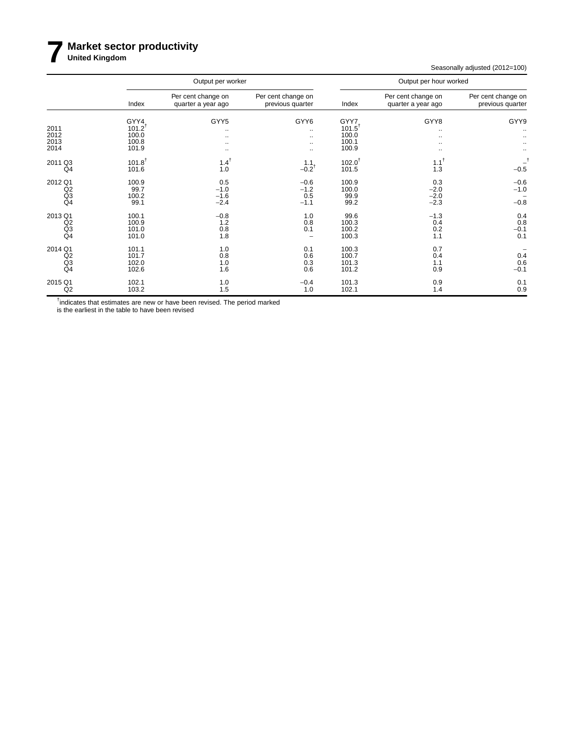# 7 Market sector productivity

**United Kingdom**

Seasonally adjusted (2012=100)

| | Output per worker | | | Output per hour worked | | |
|---|---|---|---|---|---|---|
| | Index | Per cent change on quarter a year ago | Per cent change on previous quarter | Index | Per cent change on quarter a year ago | Per cent change on previous quarter |
| | GYY4 | GYY5 | GYY6 | GYY7 | GYY8 | GYY9 |
| 2011 | 101.2† | .. | .. | 101.5† | .. | .. |
| 2012 | 100.0 | .. | .. | 100.0 | .. | .. |
| 2013 | 100.8 | .. | .. | 100.1 | .. | .. |
| 2014 | 101.9 | .. | .. | 100.9 | .. | .. |
| 2011 Q3 | 101.8† | 1.4† | 1.1 | 102.0† | 1.1† | –† |
| Q4 | 101.6 | 1.0 | −0.2† | 101.5 | 1.3 | −0.5 |
| 2012 Q1 | 100.9 | 0.5 | −0.6 | 100.9 | 0.3 | −0.6 |
| Q2 | 99.7 | −1.0 | −1.2 | 100.0 | −2.0 | −1.0 |
| Q3 | 100.2 | −1.6 | 0.5 | 99.9 | −2.0 | – |
| Q4 | 99.1 | −2.4 | −1.1 | 99.2 | −2.3 | −0.8 |
| 2013 Q1 | 100.1 | −0.8 | 1.0 | 99.6 | −1.3 | 0.4 |
| Q2 | 100.9 | 1.2 | 0.8 | 100.3 | 0.4 | 0.8 |
| Q3 | 101.0 | 0.8 | 0.1 | 100.2 | 0.2 | −0.1 |
| Q4 | 101.0 | 1.8 | – | 100.3 | 1.1 | 0.1 |
| 2014 Q1 | 101.1 | 1.0 | 0.1 | 100.3 | 0.7 | – |
| Q2 | 101.7 | 0.8 | 0.6 | 100.7 | 0.4 | 0.4 |
| Q3 | 102.0 | 1.0 | 0.3 | 101.3 | 1.1 | 0.6 |
| Q4 | 102.6 | 1.6 | 0.6 | 101.2 | 0.9 | −0.1 |
| 2015 Q1 | 102.1 | 1.0 | −0.4 | 101.3 | 0.9 | 0.1 |
| Q2 | 103.2 | 1.5 | 1.0 | 102.1 | 1.4 | 0.9 |

† indicates that estimates are new or have been revised. The period marked is the earliest in the table to have been revised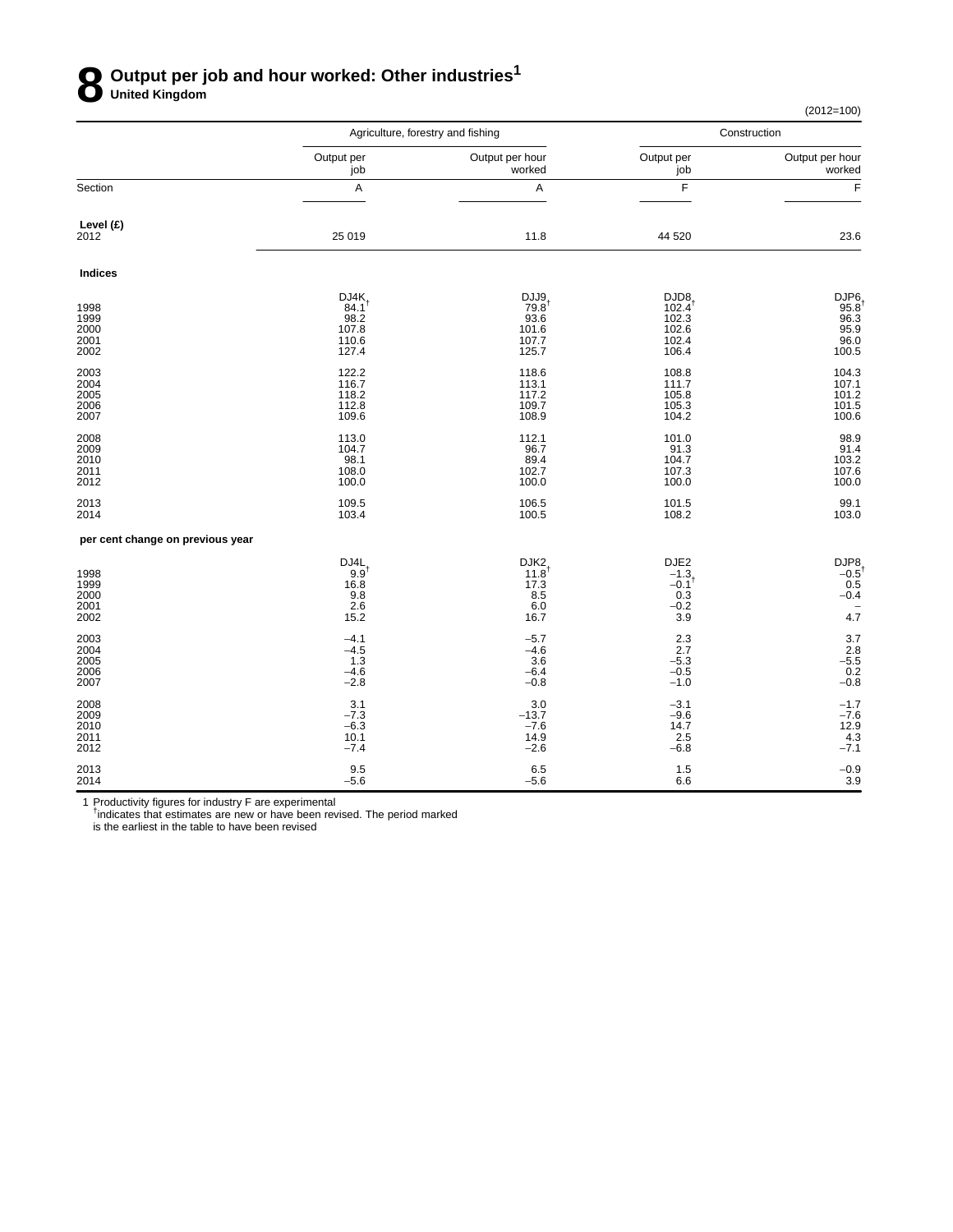# 8 Output per job and hour worked: Other industries[1]

**United Kingdom**

(2012=100)

| | Agriculture, forestry and fishing | | Construction | |
|---|---|---|---|---|
| | Output per job | Output per hour worked | Output per job | Output per hour worked |
| Section | A | A | F | F |
| **Level (£)** | | | | |
| 2012 | 25 019 | 11.8 | 44 520 | 23.6 |
| **Indices** | | | | |
| | DJ4K | DJJ9 | DJD8 | DJP6 |
| 1998 | 84.1† | 79.8† | 102.4† | 95.8† |
| 1999 | 98.2 | 93.6 | 102.3 | 96.3 |
| 2000 | 107.8 | 101.6 | 102.6 | 95.9 |
| 2001 | 110.6 | 107.7 | 102.4 | 96.0 |
| 2002 | 127.4 | 125.7 | 106.4 | 100.5 |
| 2003 | 122.2 | 118.6 | 108.8 | 104.3 |
| 2004 | 116.7 | 113.1 | 111.7 | 107.1 |
| 2005 | 118.2 | 117.2 | 105.8 | 101.2 |
| 2006 | 112.8 | 109.7 | 105.3 | 101.5 |
| 2007 | 109.6 | 108.9 | 104.2 | 100.6 |
| 2008 | 113.0 | 112.1 | 101.0 | 98.9 |
| 2009 | 104.7 | 96.7 | 91.3 | 91.4 |
| 2010 | 98.1 | 89.4 | 104.7 | 103.2 |
| 2011 | 108.0 | 102.7 | 107.3 | 107.6 |
| 2012 | 100.0 | 100.0 | 100.0 | 100.0 |
| 2013 | 109.5 | 106.5 | 101.5 | 99.1 |
| 2014 | 103.4 | 100.5 | 108.2 | 103.0 |
| **per cent change on previous year** | | | | |
| | DJ4L | DJK2 | DJE2 | DJP8 |
| 1998 | 9.9† | 11.8† | –1.3 | –0.5† |
| 1999 | 16.8 | 17.3 | –0.1† | 0.5 |
| 2000 | 9.8 | 8.5 | 0.3 | –0.4 |
| 2001 | 2.6 | 6.0 | –0.2 | – |
| 2002 | 15.2 | 16.7 | 3.9 | 4.7 |
| 2003 | –4.1 | –5.7 | 2.3 | 3.7 |
| 2004 | –4.5 | –4.6 | 2.7 | 2.8 |
| 2005 | 1.3 | 3.6 | –5.3 | –5.5 |
| 2006 | –4.6 | –6.4 | –0.5 | 0.2 |
| 2007 | –2.8 | –0.8 | –1.0 | –0.8 |
| 2008 | 3.1 | 3.0 | –3.1 | –1.7 |
| 2009 | –7.3 | –13.7 | –9.6 | –7.6 |
| 2010 | –6.3 | –7.6 | 14.7 | 12.9 |
| 2011 | 10.1 | 14.9 | 2.5 | 4.3 |
| 2012 | –7.4 | –2.6 | –6.8 | –7.1 |
| 2013 | 9.5 | 6.5 | 1.5 | –0.9 |
| 2014 | –5.6 | –5.6 | 6.6 | 3.9 |

1 Productivity figures for industry F are experimental
† indicates that estimates are new or have been revised. The period marked is the earliest in the table to have been revised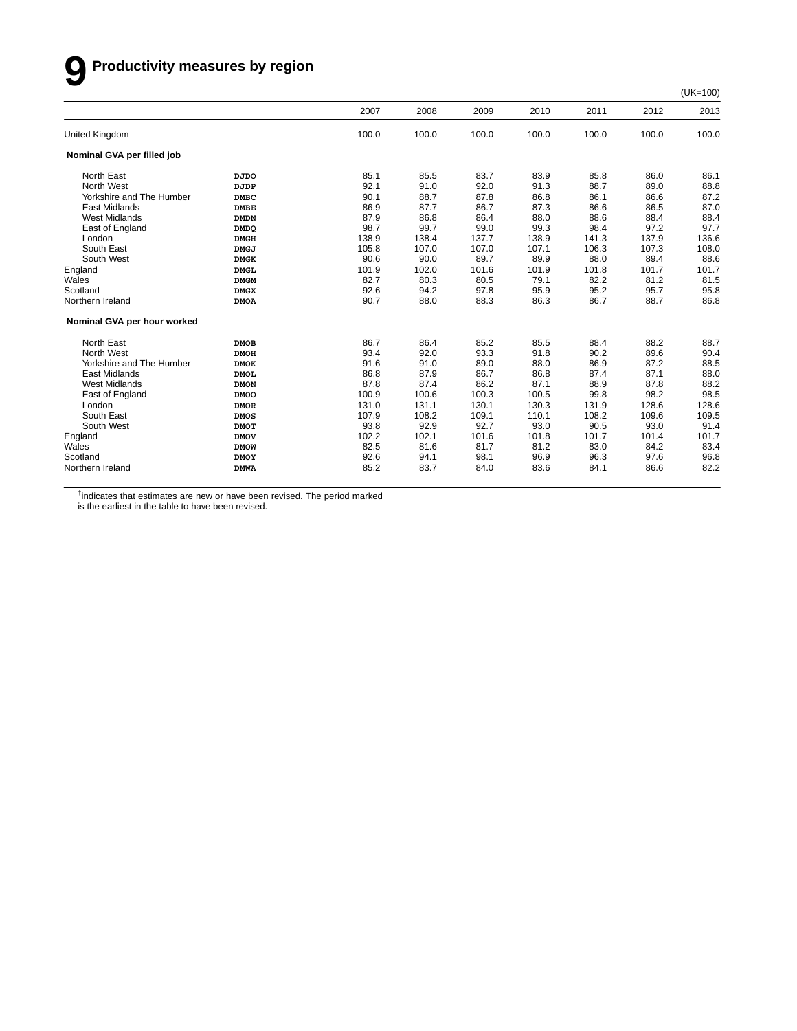# 9 Productivity measures by region

(UK=100)

| | | 2007 | 2008 | 2009 | 2010 | 2011 | 2012 | 2013 |
|---|---|---|---|---|---|---|---|---|
| United Kingdom | | 100.0 | 100.0 | 100.0 | 100.0 | 100.0 | 100.0 | 100.0 |
| **Nominal GVA per filled job** | | | | | | | | |
| North East | DJDO | 85.1 | 85.5 | 83.7 | 83.9 | 85.8 | 86.0 | 86.1 |
| North West | DJDP | 92.1 | 91.0 | 92.0 | 91.3 | 88.7 | 89.0 | 88.8 |
| Yorkshire and The Humber | DMBC | 90.1 | 88.7 | 87.8 | 86.8 | 86.1 | 86.6 | 87.2 |
| East Midlands | DMBE | 86.9 | 87.7 | 86.7 | 87.3 | 86.6 | 86.5 | 87.0 |
| West Midlands | DMDN | 87.9 | 86.8 | 86.4 | 88.0 | 88.6 | 88.4 | 88.4 |
| East of England | DMDQ | 98.7 | 99.7 | 99.0 | 99.3 | 98.4 | 97.2 | 97.7 |
| London | DMGH | 138.9 | 138.4 | 137.7 | 138.9 | 141.3 | 137.9 | 136.6 |
| South East | DMGJ | 105.8 | 107.0 | 107.0 | 107.1 | 106.3 | 107.3 | 108.0 |
| South West | DMGK | 90.6 | 90.0 | 89.7 | 89.9 | 88.0 | 89.4 | 88.6 |
| England | DMGL | 101.9 | 102.0 | 101.6 | 101.9 | 101.8 | 101.7 | 101.7 |
| Wales | DMGM | 82.7 | 80.3 | 80.5 | 79.1 | 82.2 | 81.2 | 81.5 |
| Scotland | DMGX | 92.6 | 94.2 | 97.8 | 95.9 | 95.2 | 95.7 | 95.8 |
| Northern Ireland | DMOA | 90.7 | 88.0 | 88.3 | 86.3 | 86.7 | 88.7 | 86.8 |
| **Nominal GVA per hour worked** | | | | | | | | |
| North East | DMOB | 86.7 | 86.4 | 85.2 | 85.5 | 88.4 | 88.2 | 88.7 |
| North West | DMOH | 93.4 | 92.0 | 93.3 | 91.8 | 90.2 | 89.6 | 90.4 |
| Yorkshire and The Humber | DMOK | 91.6 | 91.0 | 89.0 | 88.0 | 86.9 | 87.2 | 88.5 |
| East Midlands | DMOL | 86.8 | 87.9 | 86.7 | 86.8 | 87.4 | 87.1 | 88.0 |
| West Midlands | DMON | 87.8 | 87.4 | 86.2 | 87.1 | 88.9 | 87.8 | 88.2 |
| East of England | DMOO | 100.9 | 100.6 | 100.3 | 100.5 | 99.8 | 98.2 | 98.5 |
| London | DMOR | 131.0 | 131.1 | 130.1 | 130.3 | 131.9 | 128.6 | 128.6 |
| South East | DMOS | 107.9 | 108.2 | 109.1 | 110.1 | 108.2 | 109.6 | 109.5 |
| South West | DMOT | 93.8 | 92.9 | 92.7 | 93.0 | 90.5 | 93.0 | 91.4 |
| England | DMOV | 102.2 | 102.1 | 101.6 | 101.8 | 101.7 | 101.4 | 101.7 |
| Wales | DMOW | 82.5 | 81.6 | 81.7 | 81.2 | 83.0 | 84.2 | 83.4 |
| Scotland | DMOY | 92.6 | 94.1 | 98.1 | 96.9 | 96.3 | 97.6 | 96.8 |
| Northern Ireland | DMWA | 85.2 | 83.7 | 84.0 | 83.6 | 84.1 | 86.6 | 82.2 |

† indicates that estimates are new or have been revised. The period marked is the earliest in the table to have been revised.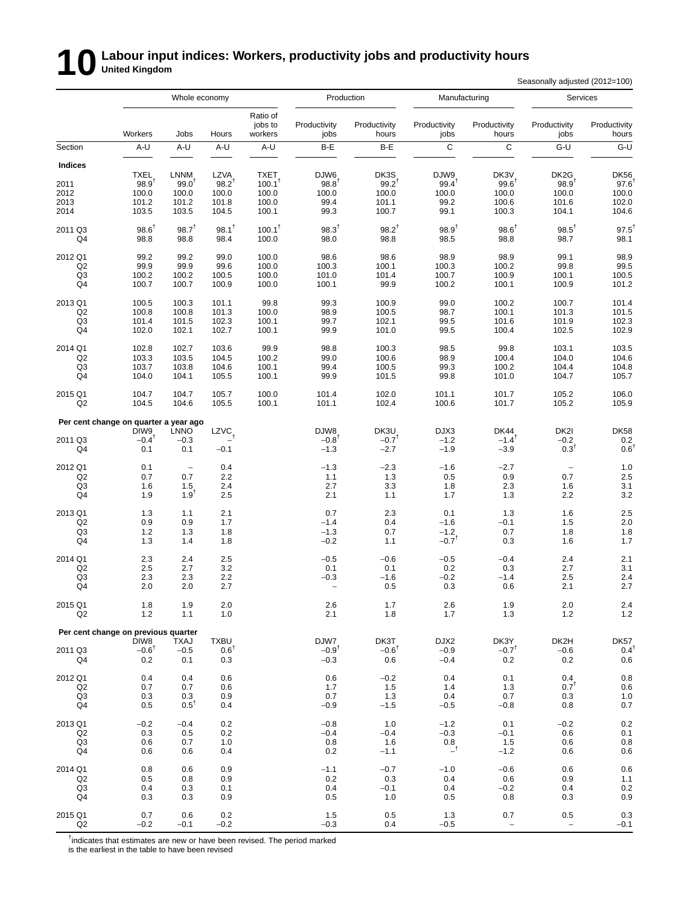# 10 Labour input indices: Workers, productivity jobs and productivity hours

**United Kingdom**

Seasonally adjusted (2012=100)

| | Whole economy | | | | Production | | Manufacturing | | Services | |
|---|---|---|---|---|---|---|---|---|---|---|
| | Workers | Jobs | Hours | Ratio of jobs to workers | Productivity jobs | Productivity hours | Productivity jobs | Productivity hours | Productivity jobs | Productivity hours |
| Section | A-U | A-U | A-U | A-U | B-E | B-E | C | C | G-U | G-U |
| **Indices** | | | | | | | | | | |
| | TXEL | LNNM | LZVA | TXET | DJW6 | DK3S | DJW9 | DK3V | DK2G | DK56 |
| 2011 | 98.9† | 99.0† | 98.2† | 100.1† | 98.8† | 99.2† | 99.4† | 99.6† | 98.9† | 97.6† |
| 2012 | 100.0 | 100.0 | 100.0 | 100.0 | 100.0 | 100.0 | 100.0 | 100.0 | 100.0 | 100.0 |
| 2013 | 101.2 | 101.2 | 101.8 | 100.0 | 99.4 | 101.1 | 99.2 | 100.6 | 101.6 | 102.0 |
| 2014 | 103.5 | 103.5 | 104.5 | 100.1 | 99.3 | 100.7 | 99.1 | 100.3 | 104.1 | 104.6 |
| 2011 Q3 | 98.6† | 98.7† | 98.1† | 100.1† | 98.3† | 98.2† | 98.9† | 98.6† | 98.5† | 97.5† |
| Q4 | 98.8 | 98.8 | 98.4 | 100.0 | 98.0 | 98.8 | 98.5 | 98.8 | 98.7 | 98.1 |
| 2012 Q1 | 99.2 | 99.2 | 99.0 | 100.0 | 98.6 | 98.6 | 98.9 | 98.9 | 99.1 | 98.9 |
| Q2 | 99.9 | 99.9 | 99.6 | 100.0 | 100.3 | 100.1 | 100.3 | 100.2 | 99.8 | 99.5 |
| Q3 | 100.2 | 100.2 | 100.5 | 100.0 | 101.0 | 101.4 | 100.7 | 100.9 | 100.1 | 100.5 |
| Q4 | 100.7 | 100.7 | 100.9 | 100.0 | 100.1 | 99.9 | 100.2 | 100.1 | 100.9 | 101.2 |
| 2013 Q1 | 100.5 | 100.3 | 101.1 | 99.8 | 99.3 | 100.9 | 99.0 | 100.2 | 100.7 | 101.4 |
| Q2 | 100.8 | 100.8 | 101.3 | 100.0 | 98.9 | 100.5 | 98.7 | 100.1 | 101.3 | 101.5 |
| Q3 | 101.4 | 101.5 | 102.3 | 100.1 | 99.7 | 102.1 | 99.5 | 101.6 | 101.9 | 102.3 |
| Q4 | 102.0 | 102.1 | 102.7 | 100.1 | 99.9 | 101.0 | 99.5 | 100.4 | 102.5 | 102.9 |
| 2014 Q1 | 102.8 | 102.7 | 103.6 | 99.9 | 98.8 | 100.3 | 98.5 | 99.8 | 103.1 | 103.5 |
| Q2 | 103.3 | 103.5 | 104.5 | 100.2 | 99.0 | 100.6 | 98.9 | 100.4 | 104.0 | 104.6 |
| Q3 | 103.7 | 103.8 | 104.6 | 100.1 | 99.4 | 100.5 | 99.3 | 100.2 | 104.4 | 104.8 |
| Q4 | 104.0 | 104.1 | 105.5 | 100.1 | 99.9 | 101.5 | 99.8 | 101.0 | 104.7 | 105.7 |
| 2015 Q1 | 104.7 | 104.7 | 105.7 | 100.0 | 101.4 | 102.0 | 101.1 | 101.7 | 105.2 | 106.0 |
| Q2 | 104.5 | 104.6 | 105.5 | 100.1 | 101.1 | 102.4 | 100.6 | 101.7 | 105.2 | 105.9 |
| **Per cent change on quarter a year ago** | | | | | | | | | | |
| | DIW9 | LNNO | LZVC | | DJW8 | DK3U | DJX3 | DK44 | DK2I | DK58 |
| 2011 Q3 | −0.4† | −0.3 | –† | | −0.8† | −0.7† | −1.2 | −1.4† | −0.2 | 0.2 |
| Q4 | 0.1 | 0.1 | −0.1 | | −1.3 | −2.7 | −1.9 | −3.9 | 0.3† | 0.6† |
| 2012 Q1 | 0.1 | – | 0.4 | | −1.3 | −2.3 | −1.6 | −2.7 | – | 1.0 |
| Q2 | 0.7 | 0.7 | 2.2 | | 1.1 | 1.3 | 0.5 | 0.9 | 0.7 | 2.5 |
| Q3 | 1.6 | 1.5 | 2.4 | | 2.7 | 3.3 | 1.8 | 2.3 | 1.6 | 3.1 |
| Q4 | 1.9 | 1.9† | 2.5 | | 2.1 | 1.1 | 1.7 | 1.3 | 2.2 | 3.2 |
| 2013 Q1 | 1.3 | 1.1 | 2.1 | | 0.7 | 2.3 | 0.1 | 1.3 | 1.6 | 2.5 |
| Q2 | 0.9 | 0.9 | 1.7 | | −1.4 | 0.4 | −1.6 | −0.1 | 1.5 | 2.0 |
| Q3 | 1.2 | 1.3 | 1.8 | | −1.3 | 0.7 | −1.2 | 0.7 | 1.8 | 1.8 |
| Q4 | 1.3 | 1.4 | 1.8 | | −0.2 | 1.1 | −0.7† | 0.3 | 1.6 | 1.7 |
| 2014 Q1 | 2.3 | 2.4 | 2.5 | | −0.5 | −0.6 | −0.5 | −0.4 | 2.4 | 2.1 |
| Q2 | 2.5 | 2.7 | 3.2 | | 0.1 | 0.1 | 0.2 | 0.3 | 2.7 | 3.1 |
| Q3 | 2.3 | 2.3 | 2.2 | | −0.3 | −1.6 | −0.2 | −1.4 | 2.5 | 2.4 |
| Q4 | 2.0 | 2.0 | 2.7 | | – | 0.5 | 0.3 | 0.6 | 2.1 | 2.7 |
| 2015 Q1 | 1.8 | 1.9 | 2.0 | | 2.6 | 1.7 | 2.6 | 1.9 | 2.0 | 2.4 |
| Q2 | 1.2 | 1.1 | 1.0 | | 2.1 | 1.8 | 1.7 | 1.3 | 1.2 | 1.2 |
| **Per cent change on previous quarter** | | | | | | | | | | |
| | DIW8 | TXAJ | TXBU | | DJW7 | DK3T | DJX2 | DK3Y | DK2H | DK57 |
| 2011 Q3 | −0.6† | −0.5 | 0.6† | | −0.9† | −0.6† | −0.9 | −0.7† | −0.6 | 0.4† |
| Q4 | 0.2 | 0.1 | 0.3 | | −0.3 | 0.6 | −0.4 | 0.2 | 0.2 | 0.6 |
| 2012 Q1 | 0.4 | 0.4 | 0.6 | | 0.6 | −0.2 | 0.4 | 0.1 | 0.4 | 0.8 |
| Q2 | 0.7 | 0.7 | 0.6 | | 1.7 | 1.5 | 1.4 | 1.3 | 0.7† | 0.6 |
| Q3 | 0.3 | 0.3 | 0.9 | | 0.7 | 1.3 | 0.4 | 0.7 | 0.3 | 1.0 |
| Q4 | 0.5 | 0.5† | 0.4 | | −0.9 | −1.5 | −0.5 | −0.8 | 0.8 | 0.7 |
| 2013 Q1 | −0.2 | −0.4 | 0.2 | | −0.8 | 1.0 | −1.2 | 0.1 | −0.2 | 0.2 |
| Q2 | 0.3 | 0.5 | 0.2 | | −0.4 | −0.4 | −0.3 | −0.1 | 0.6 | 0.1 |
| Q3 | 0.6 | 0.7 | 1.0 | | 0.8 | 1.6 | 0.8 | 1.5 | 0.6 | 0.8 |
| Q4 | 0.6 | 0.6 | 0.4 | | 0.2 | −1.1 | –† | −1.2 | 0.6 | 0.6 |
| 2014 Q1 | 0.8 | 0.6 | 0.9 | | −1.1 | −0.7 | −1.0 | −0.6 | 0.6 | 0.6 |
| Q2 | 0.5 | 0.8 | 0.9 | | 0.2 | 0.3 | 0.4 | 0.6 | 0.9 | 1.1 |
| Q3 | 0.4 | 0.3 | 0.1 | | 0.4 | −0.1 | 0.4 | −0.2 | 0.4 | 0.2 |
| Q4 | 0.3 | 0.3 | 0.9 | | 0.5 | 1.0 | 0.5 | 0.8 | 0.3 | 0.9 |
| 2015 Q1 | 0.7 | 0.6 | 0.2 | | 1.5 | 0.5 | 1.3 | 0.7 | 0.5 | 0.3 |
| Q2 | −0.2 | −0.1 | −0.2 | | −0.3 | 0.4 | −0.5 | – | – | −0.1 |

† indicates that estimates are new or have been revised. The period marked is the earliest in the table to have been revised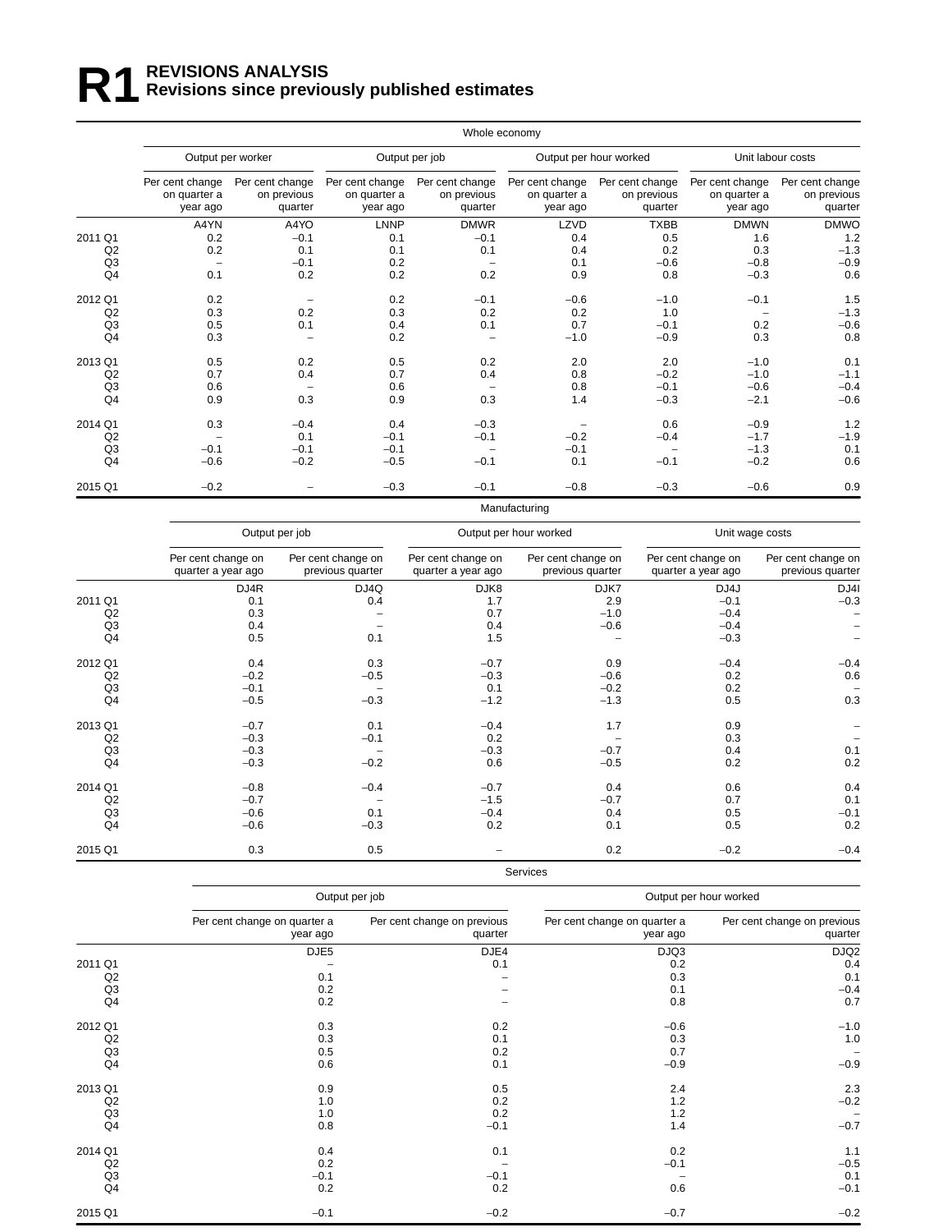# R1 REVISIONS ANALYSIS
## Revisions since previously published estimates

| | Whole economy | | | | | | | |
|---|---|---|---|---|---|---|---|---|
| | Output per worker | | Output per job | | Output per hour worked | | Unit labour costs | |
| | Per cent change on quarter a year ago | Per cent change on previous quarter | Per cent change on quarter a year ago | Per cent change on previous quarter | Per cent change on quarter a year ago | Per cent change on previous quarter | Per cent change on quarter a year ago | Per cent change on previous quarter |
| | A4YN | A4YO | LNNP | DMWR | LZVD | TXBB | DMWN | DMWO |
| 2011 Q1 | 0.2 | −0.1 | 0.1 | −0.1 | 0.4 | 0.5 | 1.6 | 1.2 |
| Q2 | 0.2 | 0.1 | 0.1 | 0.1 | 0.4 | 0.2 | 0.3 | −1.3 |
| Q3 | – | −0.1 | 0.2 | – | 0.1 | −0.6 | −0.8 | −0.9 |
| Q4 | 0.1 | 0.2 | 0.2 | 0.2 | 0.9 | 0.8 | −0.3 | 0.6 |
| 2012 Q1 | 0.2 | – | 0.2 | −0.1 | −0.6 | −1.0 | −0.1 | 1.5 |
| Q2 | 0.3 | 0.2 | 0.3 | 0.2 | 0.2 | 1.0 | – | −1.3 |
| Q3 | 0.5 | 0.1 | 0.4 | 0.1 | 0.7 | −0.1 | 0.2 | −0.6 |
| Q4 | 0.3 | – | 0.2 | – | −1.0 | −0.9 | 0.3 | 0.8 |
| 2013 Q1 | 0.5 | 0.2 | 0.5 | 0.2 | 2.0 | 2.0 | −1.0 | 0.1 |
| Q2 | 0.7 | 0.4 | 0.7 | 0.4 | 0.8 | −0.2 | −1.0 | −1.1 |
| Q3 | 0.6 | – | 0.6 | – | 0.8 | −0.1 | −0.6 | −0.4 |
| Q4 | 0.9 | 0.3 | 0.9 | 0.3 | 1.4 | −0.3 | −2.1 | −0.6 |
| 2014 Q1 | 0.3 | −0.4 | 0.4 | −0.3 | – | 0.6 | −0.9 | 1.2 |
| Q2 | – | 0.1 | −0.1 | −0.1 | −0.2 | −0.4 | −1.7 | −1.9 |
| Q3 | −0.1 | −0.1 | −0.1 | – | −0.1 | – | −1.3 | 0.1 |
| Q4 | −0.6 | −0.2 | −0.5 | −0.1 | 0.1 | −0.1 | −0.2 | 0.6 |
| 2015 Q1 | −0.2 | – | −0.3 | −0.1 | −0.8 | −0.3 | −0.6 | 0.9 |

| | Manufacturing | | | | | |
|---|---|---|---|---|---|---|
| | Output per job | | Output per hour worked | | Unit wage costs | |
| | Per cent change on quarter a year ago | Per cent change on previous quarter | Per cent change on quarter a year ago | Per cent change on previous quarter | Per cent change on quarter a year ago | Per cent change on previous quarter |
| | DJ4R | DJ4Q | DJK8 | DJK7 | DJ4J | DJ4I |
| 2011 Q1 | 0.1 | 0.4 | 1.7 | 2.9 | −0.1 | −0.3 |
| Q2 | 0.3 | – | 0.7 | −1.0 | −0.4 | – |
| Q3 | 0.4 | – | 0.4 | −0.6 | −0.4 | – |
| Q4 | 0.5 | 0.1 | 1.5 | – | −0.3 | – |
| 2012 Q1 | 0.4 | 0.3 | −0.7 | 0.9 | −0.4 | −0.4 |
| Q2 | −0.2 | −0.5 | −0.3 | −0.6 | 0.2 | 0.6 |
| Q3 | −0.1 | – | 0.1 | −0.2 | 0.2 | – |
| Q4 | −0.5 | −0.3 | −1.2 | −1.3 | 0.5 | 0.3 |
| 2013 Q1 | −0.7 | 0.1 | −0.4 | 1.7 | 0.9 | – |
| Q2 | −0.3 | −0.1 | 0.2 | – | 0.3 | – |
| Q3 | −0.3 | – | −0.3 | −0.7 | 0.4 | 0.1 |
| Q4 | −0.3 | −0.2 | 0.6 | −0.5 | 0.2 | 0.2 |
| 2014 Q1 | −0.8 | −0.4 | −0.7 | 0.4 | 0.6 | 0.4 |
| Q2 | −0.7 | – | −1.5 | −0.7 | 0.7 | 0.1 |
| Q3 | −0.6 | 0.1 | −0.4 | 0.4 | 0.5 | −0.1 |
| Q4 | −0.6 | −0.3 | 0.2 | 0.1 | 0.5 | 0.2 |
| 2015 Q1 | 0.3 | 0.5 | – | 0.2 | −0.2 | −0.4 |

| | Services | | | |
|---|---|---|---|---|
| | Output per job | | Output per hour worked | |
| | Per cent change on quarter a year ago | Per cent change on previous quarter | Per cent change on quarter a year ago | Per cent change on previous quarter |
| | DJE5 | DJE4 | DJQ3 | DJQ2 |
| 2011 Q1 | – | 0.1 | 0.2 | 0.4 |
| Q2 | 0.1 | – | 0.3 | 0.1 |
| Q3 | 0.2 | – | 0.1 | −0.4 |
| Q4 | 0.2 | – | 0.8 | 0.7 |
| 2012 Q1 | 0.3 | 0.2 | −0.6 | −1.0 |
| Q2 | 0.3 | 0.1 | 0.3 | 1.0 |
| Q3 | 0.5 | 0.2 | 0.7 | – |
| Q4 | 0.6 | 0.1 | −0.9 | −0.9 |
| 2013 Q1 | 0.9 | 0.5 | 2.4 | 2.3 |
| Q2 | 1.0 | 0.2 | 1.2 | −0.2 |
| Q3 | 1.0 | 0.2 | 1.2 | – |
| Q4 | 0.8 | −0.1 | 1.4 | −0.7 |
| 2014 Q1 | 0.4 | 0.1 | 0.2 | 1.1 |
| Q2 | 0.2 | – | −0.1 | −0.5 |
| Q3 | −0.1 | −0.1 | – | 0.1 |
| Q4 | 0.2 | 0.2 | 0.6 | −0.1 |
| 2015 Q1 | −0.1 | −0.2 | −0.7 | −0.2 |